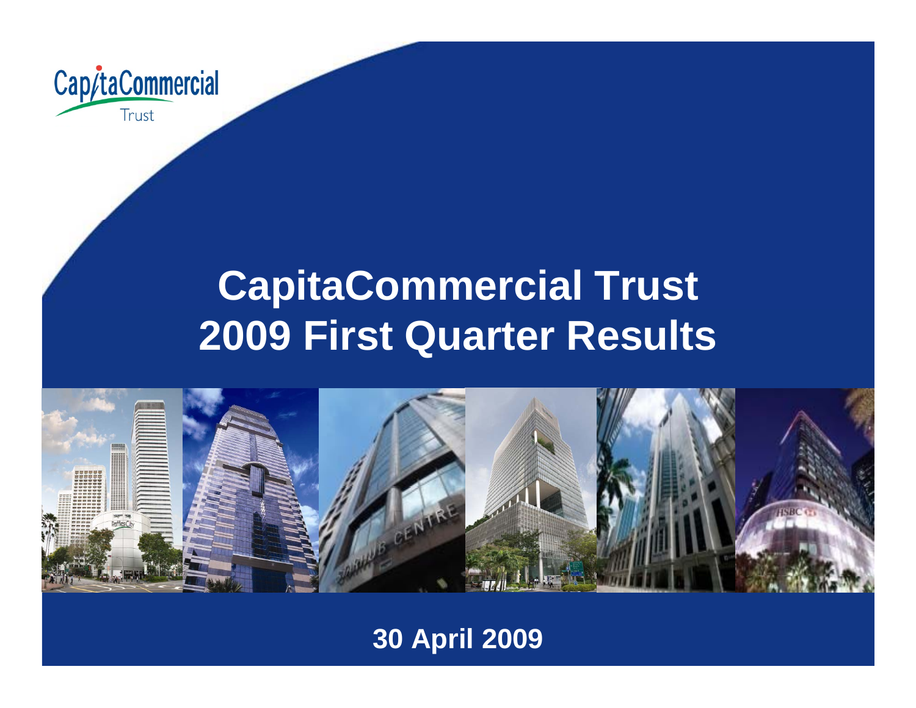CapitaCommercial Trust

# CapitaCommercial Trust 2009 First Quarter Results

30 April 2009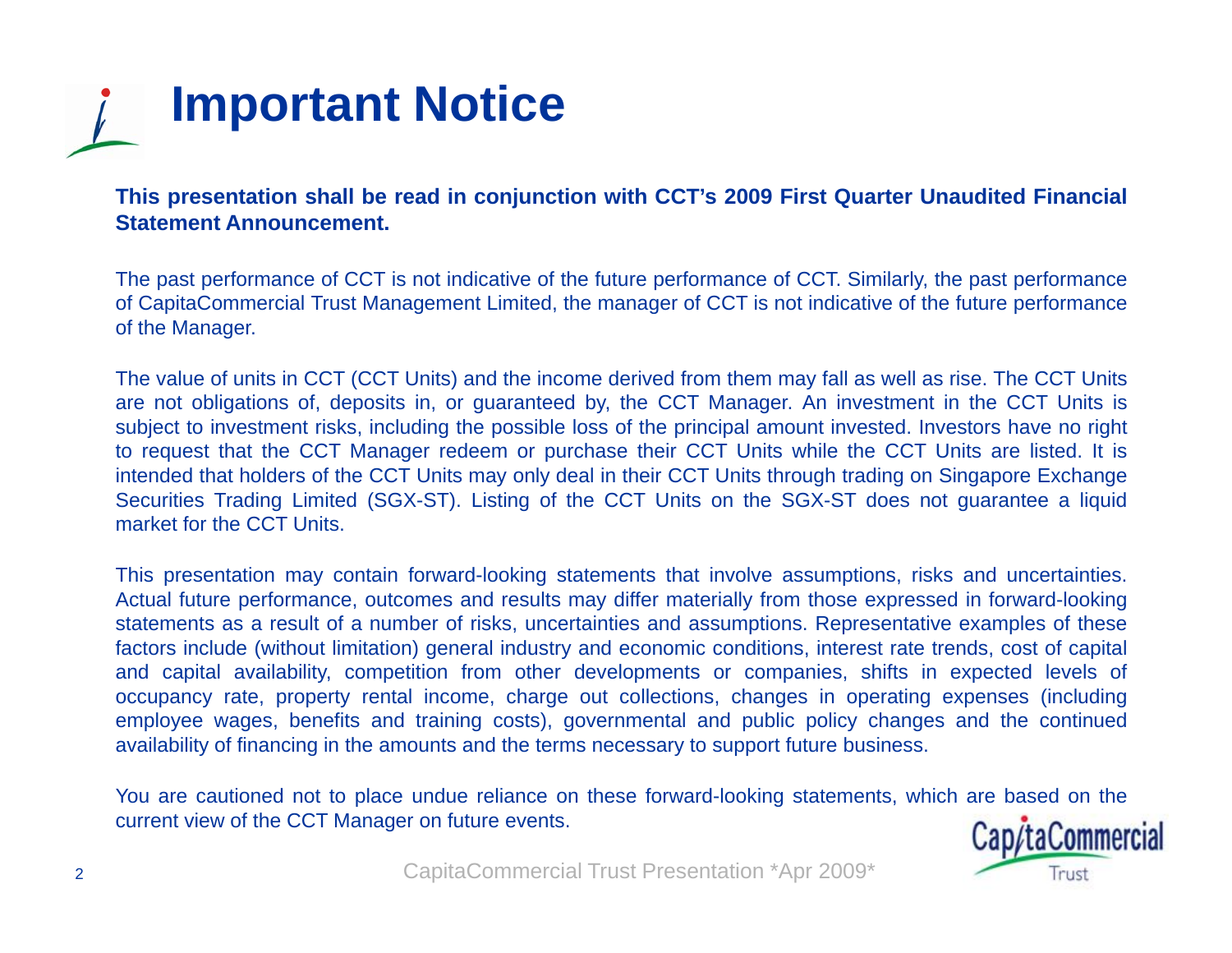# Important Notice

**This presentation shall be read in conjunction with CCT's 2009 First Quarter Unaudited Financial Statement Announcement.**

The past performance of CCT is not indicative of the future performance of CCT. Similarly, the past performance of CapitaCommercial Trust Management Limited, the manager of CCT is not indicative of the future performance of the Manager.

The value of units in CCT (CCT Units) and the income derived from them may fall as well as rise. The CCT Units are not obligations of, deposits in, or guaranteed by, the CCT Manager. An investment in the CCT Units is subject to investment risks, including the possible loss of the principal amount invested. Investors have no right to request that the CCT Manager redeem or purchase their CCT Units while the CCT Units are listed. It is intended that holders of the CCT Units may only deal in their CCT Units through trading on Singapore Exchange Securities Trading Limited (SGX-ST). Listing of the CCT Units on the SGX-ST does not guarantee a liquid market for the CCT Units.

This presentation may contain forward-looking statements that involve assumptions, risks and uncertainties. Actual future performance, outcomes and results may differ materially from those expressed in forward-looking statements as a result of a number of risks, uncertainties and assumptions. Representative examples of these factors include (without limitation) general industry and economic conditions, interest rate trends, cost of capital and capital availability, competition from other developments or companies, shifts in expected levels of occupancy rate, property rental income, charge out collections, changes in operating expenses (including employee wages, benefits and training costs), governmental and public policy changes and the continued availability of financing in the amounts and the terms necessary to support future business.

You are cautioned not to place undue reliance on these forward-looking statements, which are based on the current view of the CCT Manager on future events.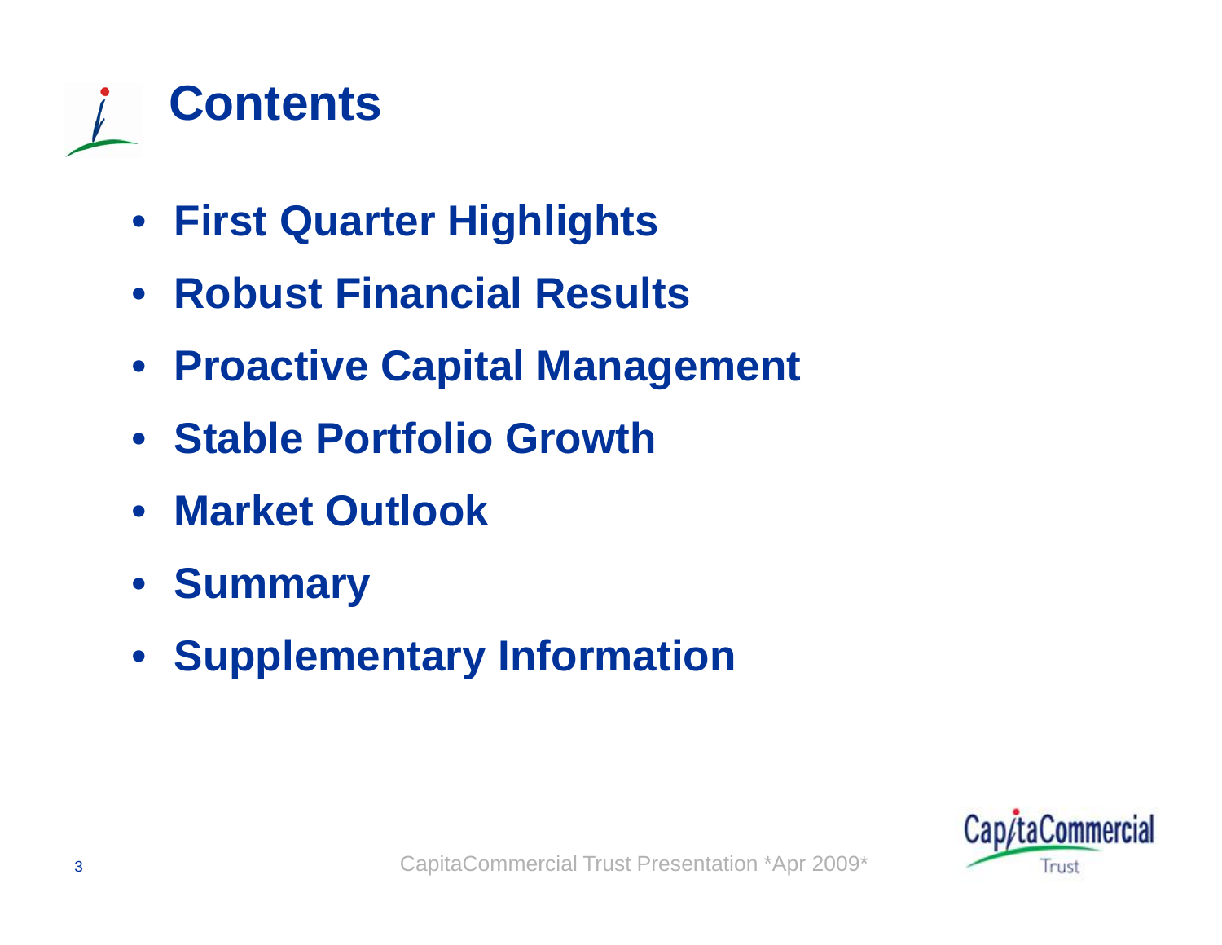# Contents

- **First Quarter Highlights**
- **Robust Financial Results**
- **Proactive Capital Management**
- **Stable Portfolio Growth**
- **Market Outlook**
- **Summary**
- **Supplementary Information**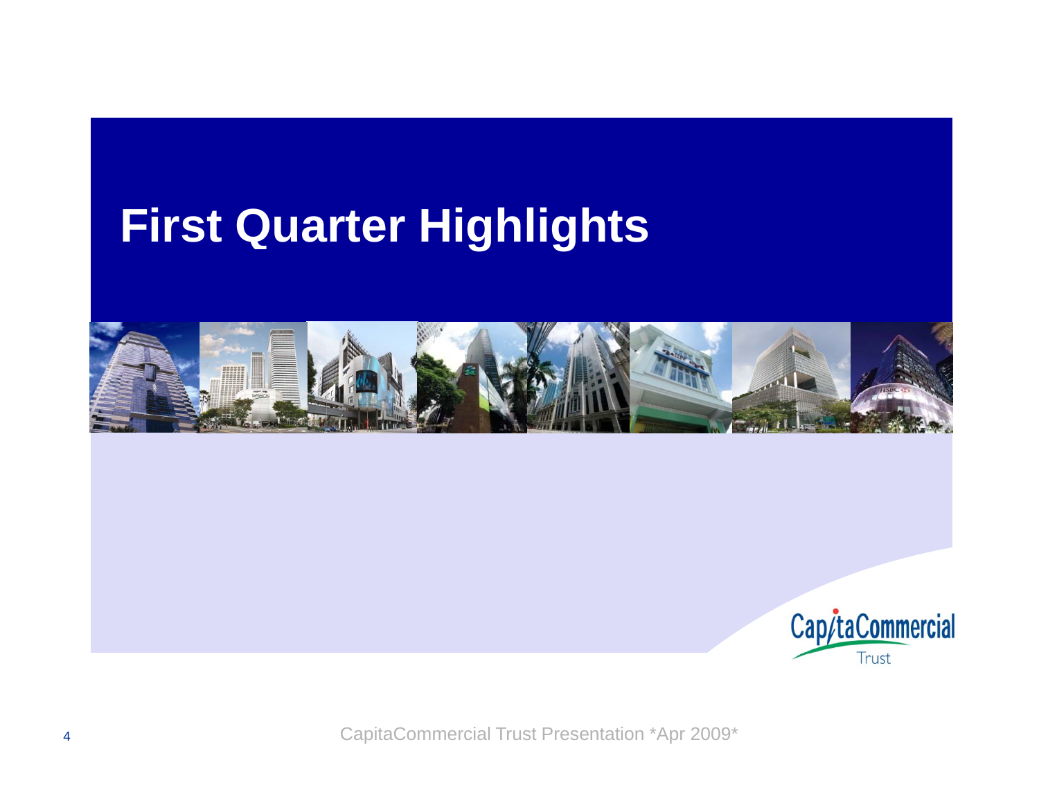# First Quarter Highlights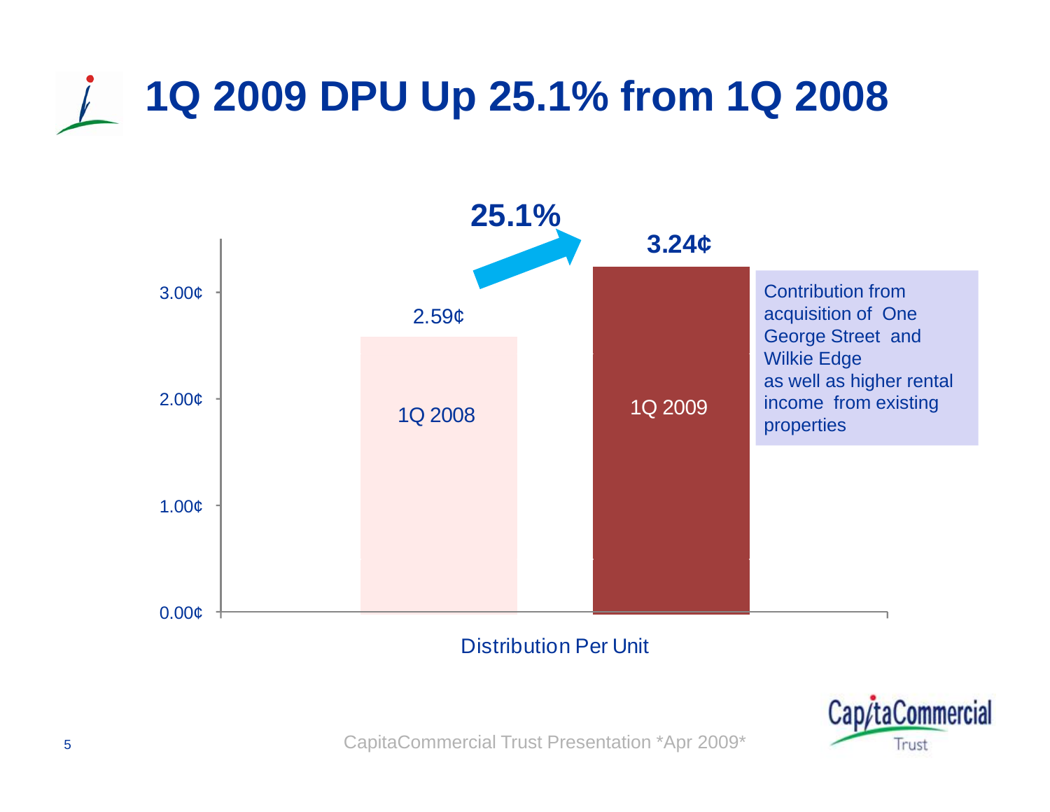# 1Q 2009 DPU Up 25.1% from 1Q 2008

**25.1%**

| Distribution Per Unit | DPU |
| --- | --- |
| 1Q 2008 | 2.59¢ |
| 1Q 2009 | **3.24¢** |

Contribution from acquisition of One George Street and Wilkie Edge as well as higher rental income from existing properties

CapitaCommercial Trust Presentation *Apr 2009*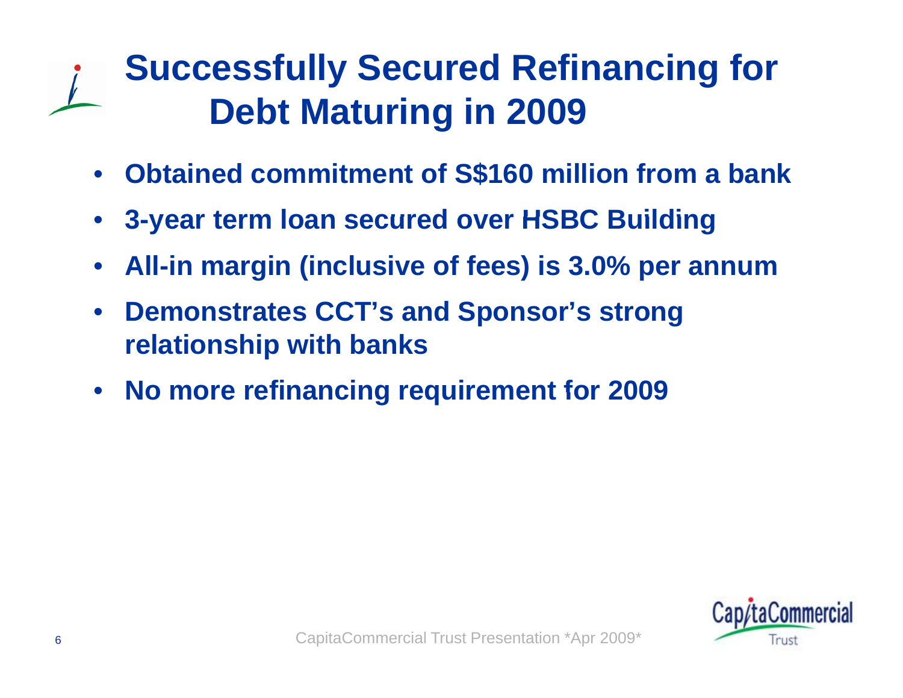# Successfully Secured Refinancing for Debt Maturing in 2009

- **Obtained commitment of S$160 million from a bank**
- **3-year term loan secured over HSBC Building**
- **All-in margin (inclusive of fees) is 3.0% per annum**
- **Demonstrates CCT's and Sponsor's strong relationship with banks**
- **No more refinancing requirement for 2009**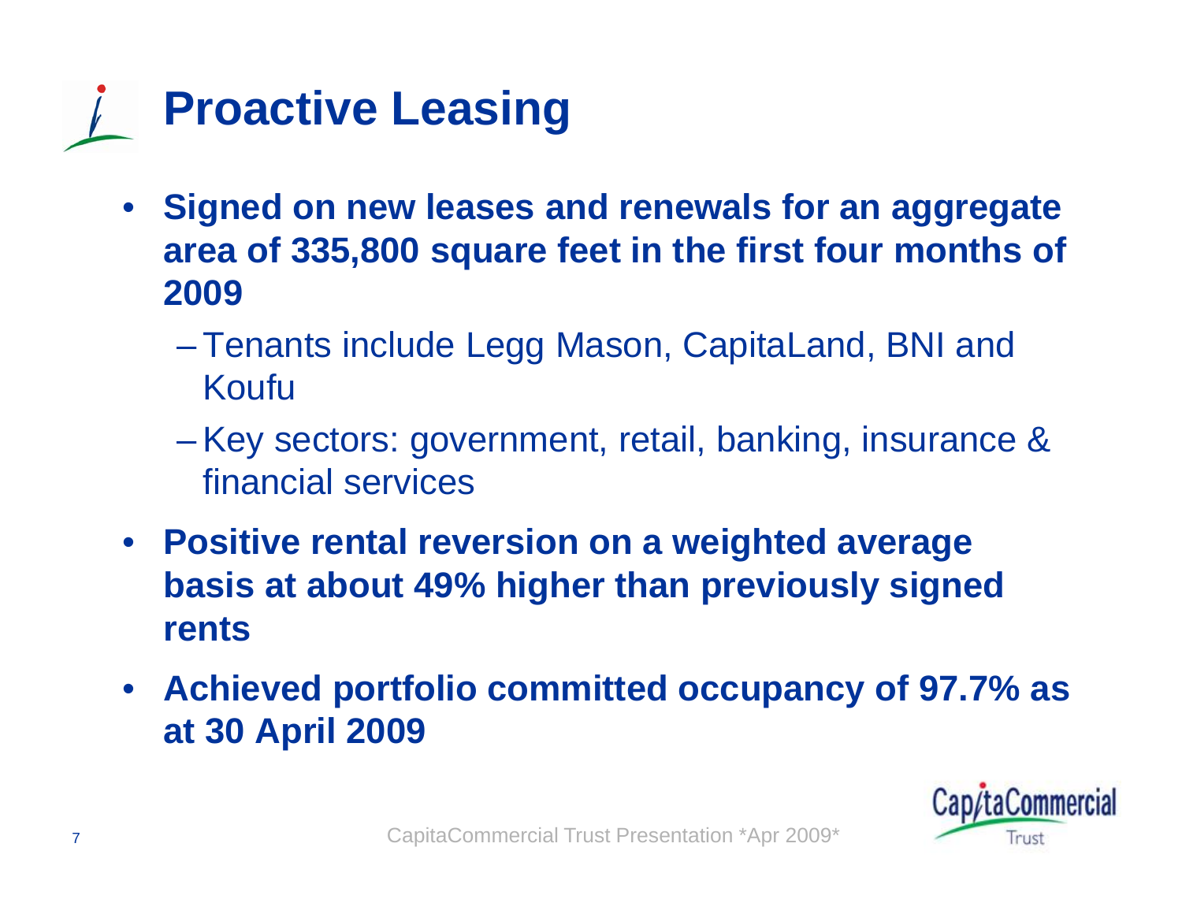# Proactive Leasing

- **Signed on new leases and renewals for an aggregate area of 335,800 square feet in the first four months of 2009**
  - Tenants include Legg Mason, CapitaLand, BNI and Koufu
  - Key sectors: government, retail, banking, insurance & financial services
- **Positive rental reversion on a weighted average basis at about 49% higher than previously signed rents**
- **Achieved portfolio committed occupancy of 97.7% as at 30 April 2009**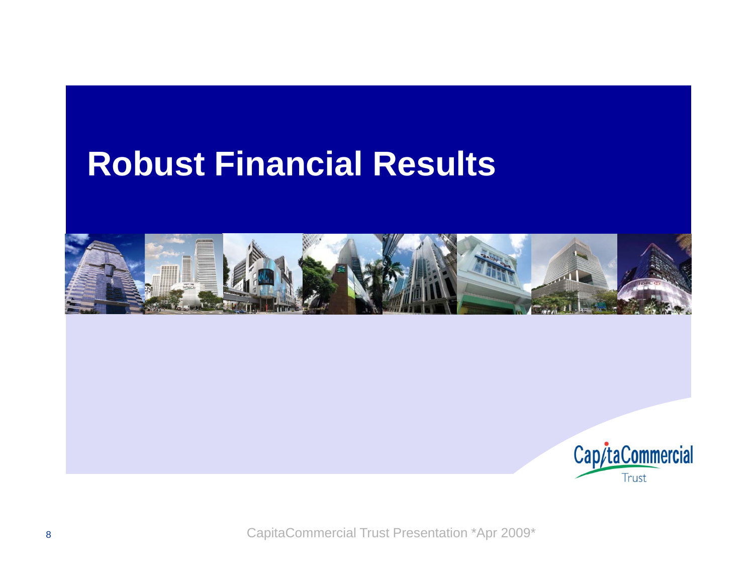# Robust Financial Results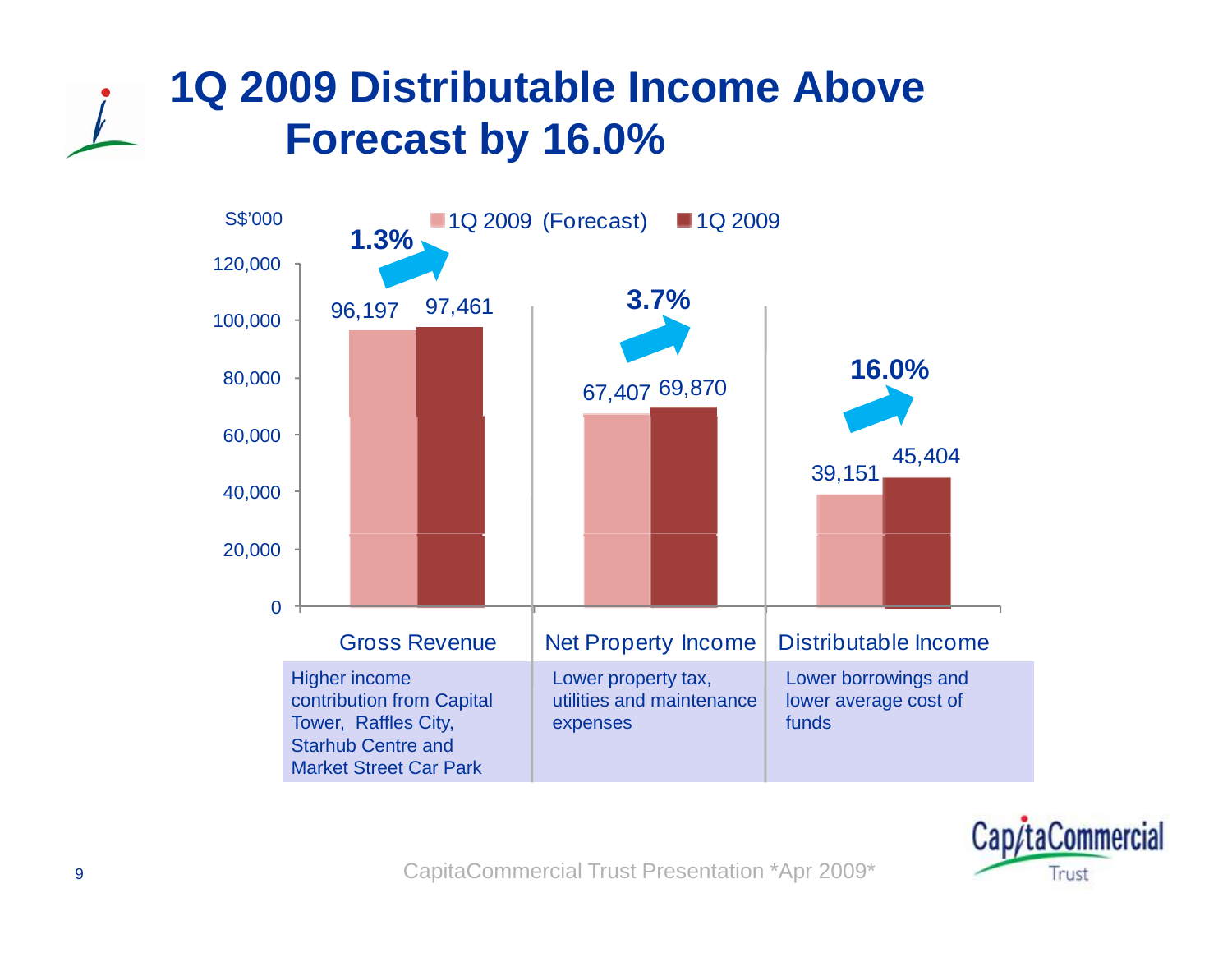# 1Q 2009 Distributable Income Above Forecast by 16.0%

S$'000

| | 1Q 2009 (Forecast) | 1Q 2009 | Change |
|---|---|---|---|
| Gross Revenue | 96,197 | 97,461 | 1.3% |
| Net Property Income | 67,407 | 69,870 | 3.7% |
| Distributable Income | 39,151 | 45,404 | 16.0% |

| Gross Revenue | Net Property Income | Distributable Income |
|---|---|---|
| Higher income contribution from Capital Tower, Raffles City, Starhub Centre and Market Street Car Park | Lower property tax, utilities and maintenance expenses | Lower borrowings and lower average cost of funds |

CapitaCommercial Trust Presentation *Apr 2009*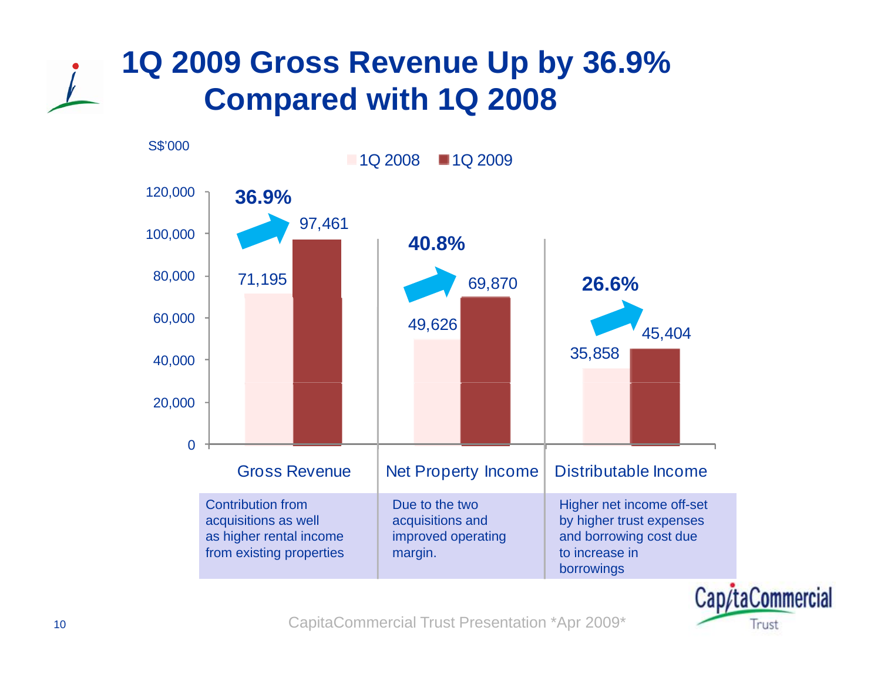# 1Q 2009 Gross Revenue Up by 36.9% Compared with 1Q 2008

S$'000

| | 1Q 2008 | 1Q 2009 | Change |
|---|---|---|---|
| Gross Revenue | 71,195 | 97,461 | 36.9% |
| Net Property Income | 49,626 | 69,870 | 40.8% |
| Distributable Income | 35,858 | 45,404 | 26.6% |

| Gross Revenue | Net Property Income | Distributable Income |
|---|---|---|
| Contribution from acquisitions as well as higher rental income from existing properties | Due to the two acquisitions and improved operating margin. | Higher net income off-set by higher trust expenses and borrowing cost due to increase in borrowings |

CapitaCommercial Trust Presentation *Apr 2009*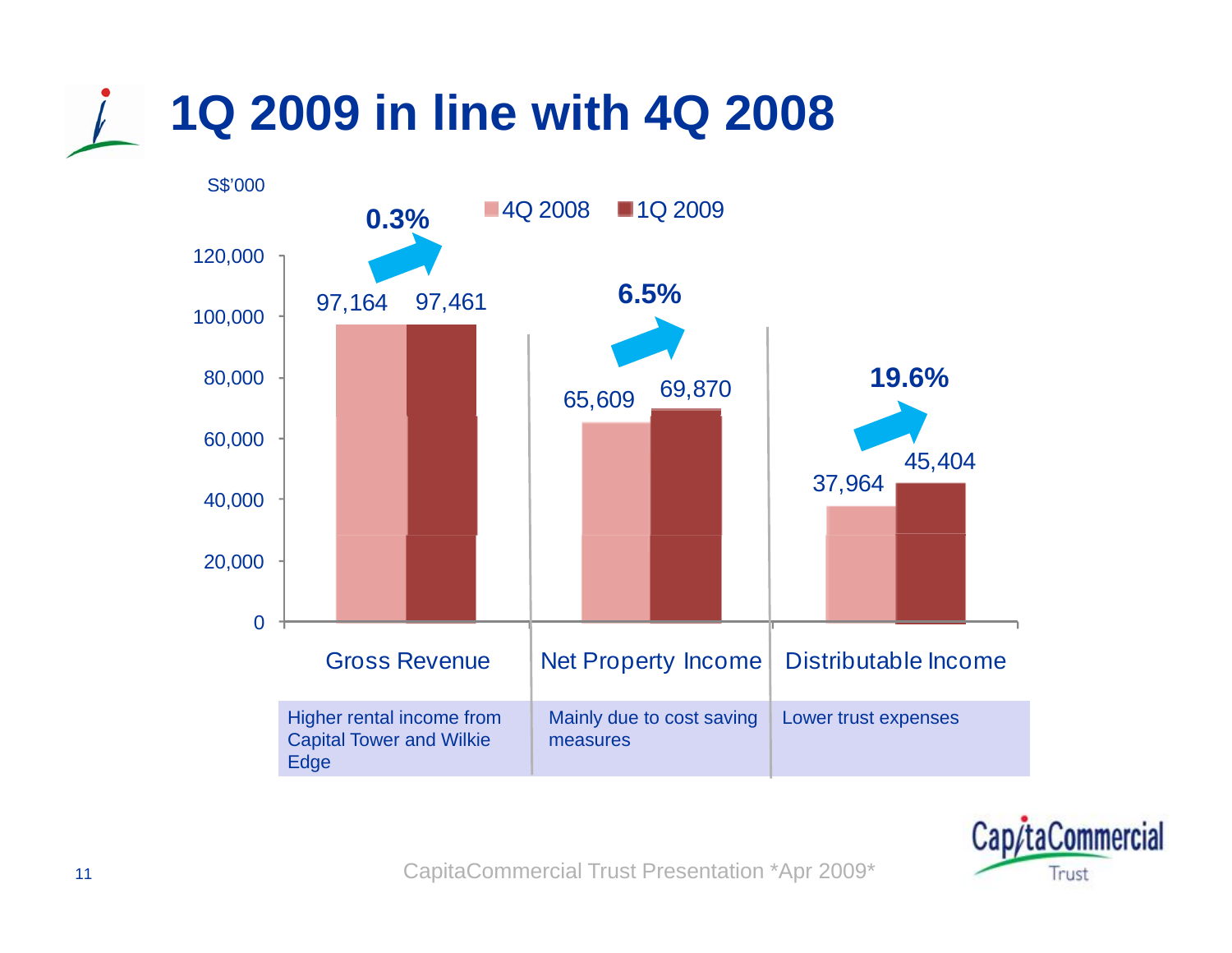# 1Q 2009 in line with 4Q 2008

S$'000

| | 4Q 2008 | 1Q 2009 | Change |
|---|---|---|---|
| Gross Revenue | 97,164 | 97,461 | 0.3% |
| Net Property Income | 65,609 | 69,870 | 6.5% |
| Distributable Income | 37,964 | 45,404 | 19.6% |

| Gross Revenue | Net Property Income | Distributable Income |
|---|---|---|
| Higher rental income from Capital Tower and Wilkie Edge | Mainly due to cost saving measures | Lower trust expenses |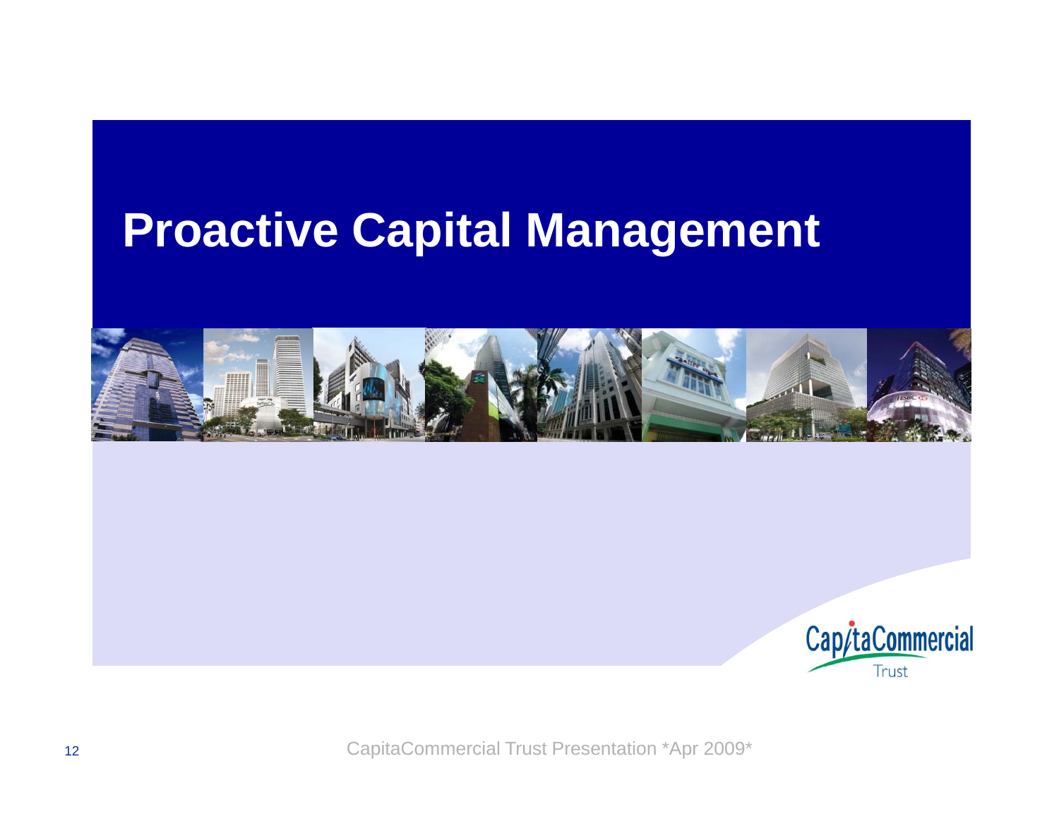# Proactive Capital Management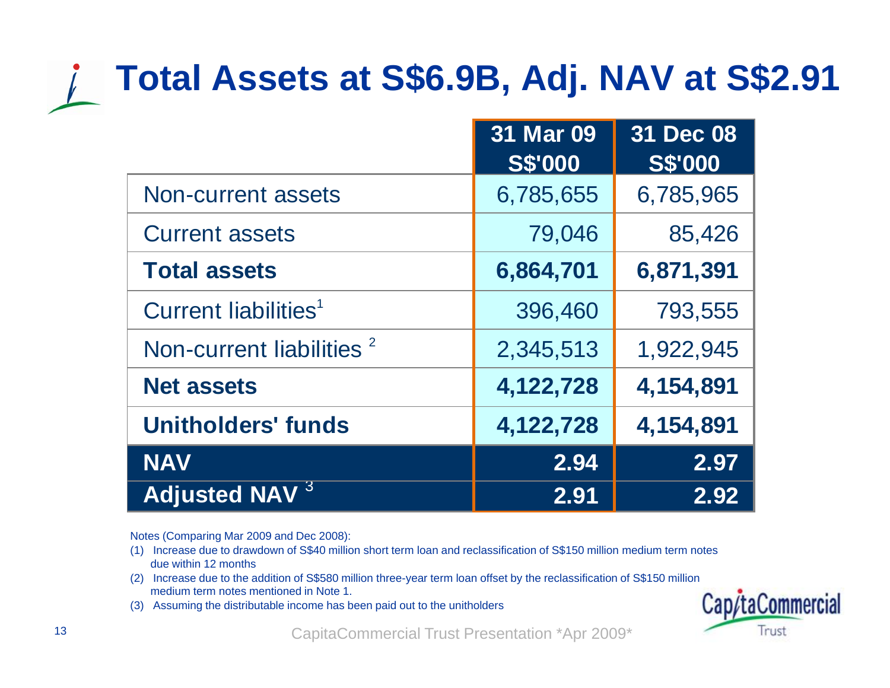# Total Assets at S$6.9B, Adj. NAV at S$2.91

| | 31 Mar 09 S$'000 | 31 Dec 08 S$'000 |
|---|---|---|
| Non-current assets | 6,785,655 | 6,785,965 |
| Current assets | 79,046 | 85,426 |
| **Total assets** | **6,864,701** | **6,871,391** |
| Current liabilities[1] | 396,460 | 793,555 |
| Non-current liabilities [2] | 2,345,513 | 1,922,945 |
| **Net assets** | **4,122,728** | **4,154,891** |
| **Unitholders' funds** | **4,122,728** | **4,154,891** |
| **NAV** | **2.94** | **2.97** |
| **Adjusted NAV [3]** | **2.91** | **2.92** |

Notes (Comparing Mar 2009 and Dec 2008):

(1) Increase due to drawdown of S$40 million short term loan and reclassification of S$150 million medium term notes due within 12 months

(2) Increase due to the addition of S$580 million three-year term loan offset by the reclassification of S$150 million medium term notes mentioned in Note 1.

(3) Assuming the distributable income has been paid out to the unitholders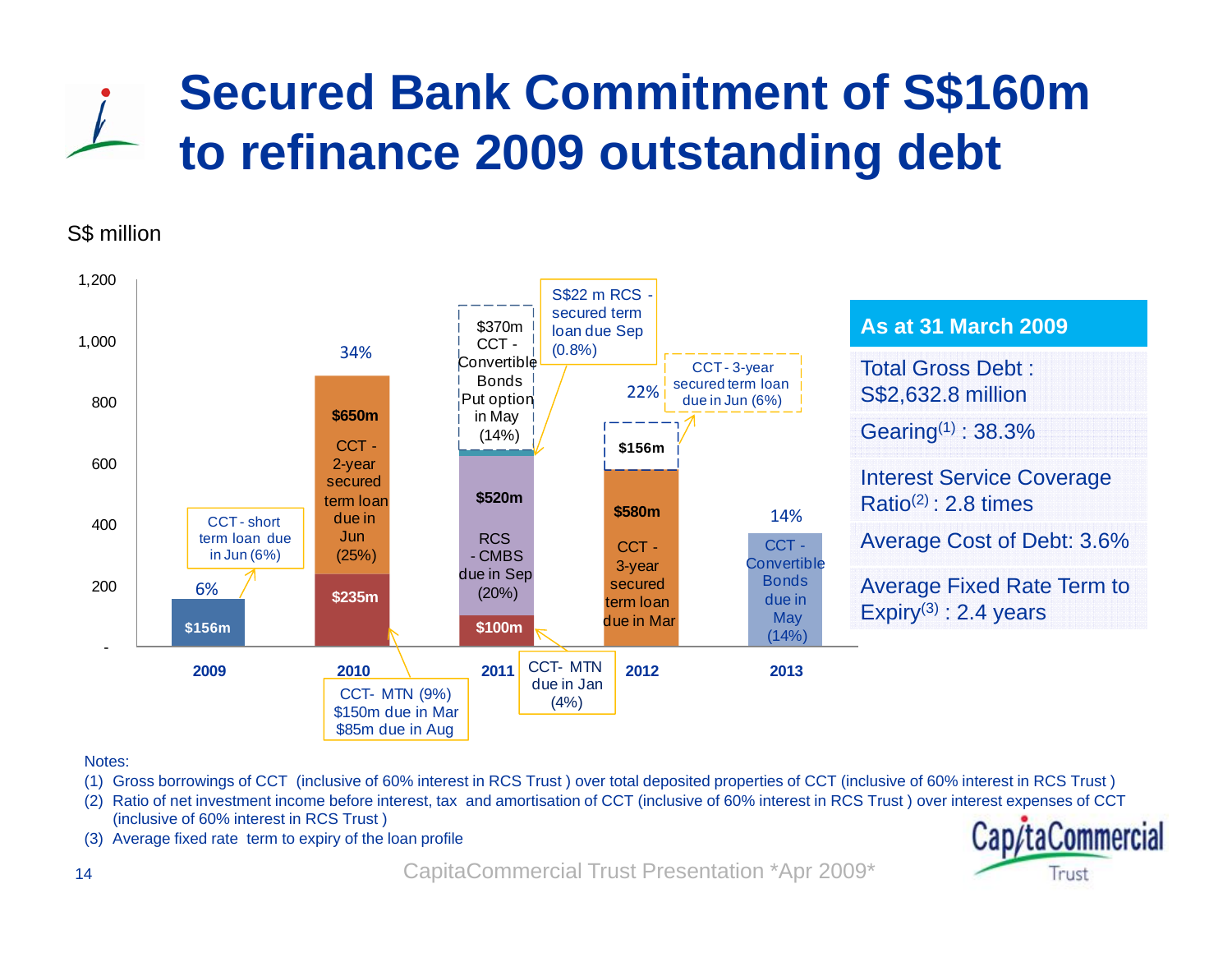# Secured Bank Commitment of S$160m to refinance 2009 outstanding debt

S$ million

| Year | Maturing debt | % of total debt |
|---|---|---|
| 2009 | $156m – CCT - short term loan due in Jun (6%) | 6% |
| 2010 | $235m – CCT- MTN (9%): $150m due in Mar, $85m due in Aug; $650m – CCT - 2-year secured term loan due in Jun (25%) | 34% |
| 2011 | $100m – CCT- MTN due in Jan (4%); $520m – RCS - CMBS due in Sep (20%); S$22 m RCS - secured term loan due Sep (0.8%); $370m – CCT - Convertible Bonds Put option in May (14%) | |
| 2012 | $580m – CCT - 3-year secured term loan due in Mar; $156m – CCT - 3-year secured term loan due in Jun (6%) | 22% |
| 2013 | CCT - Convertible Bonds due in May (14%) | 14% |

**As at 31 March 2009**

- Total Gross Debt : S$2,632.8 million
- Gearing[1] : 38.3%
- Interest Service Coverage Ratio[2] : 2.8 times
- Average Cost of Debt: 3.6%
- Average Fixed Rate Term to Expiry[3] : 2.4 years

Notes:

(1) Gross borrowings of CCT (inclusive of 60% interest in RCS Trust ) over total deposited properties of CCT (inclusive of 60% interest in RCS Trust )

(2) Ratio of net investment income before interest, tax and amortisation of CCT (inclusive of 60% interest in RCS Trust ) over interest expenses of CCT (inclusive of 60% interest in RCS Trust )

(3) Average fixed rate term to expiry of the loan profile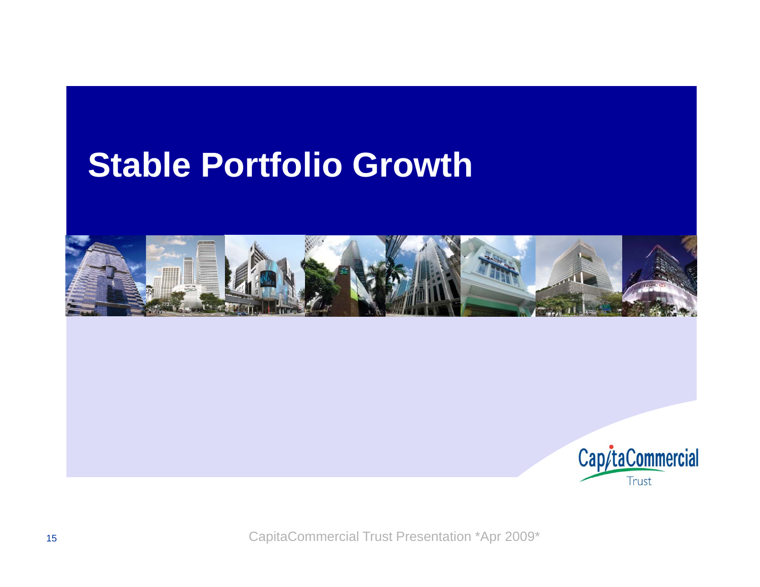# Stable Portfolio Growth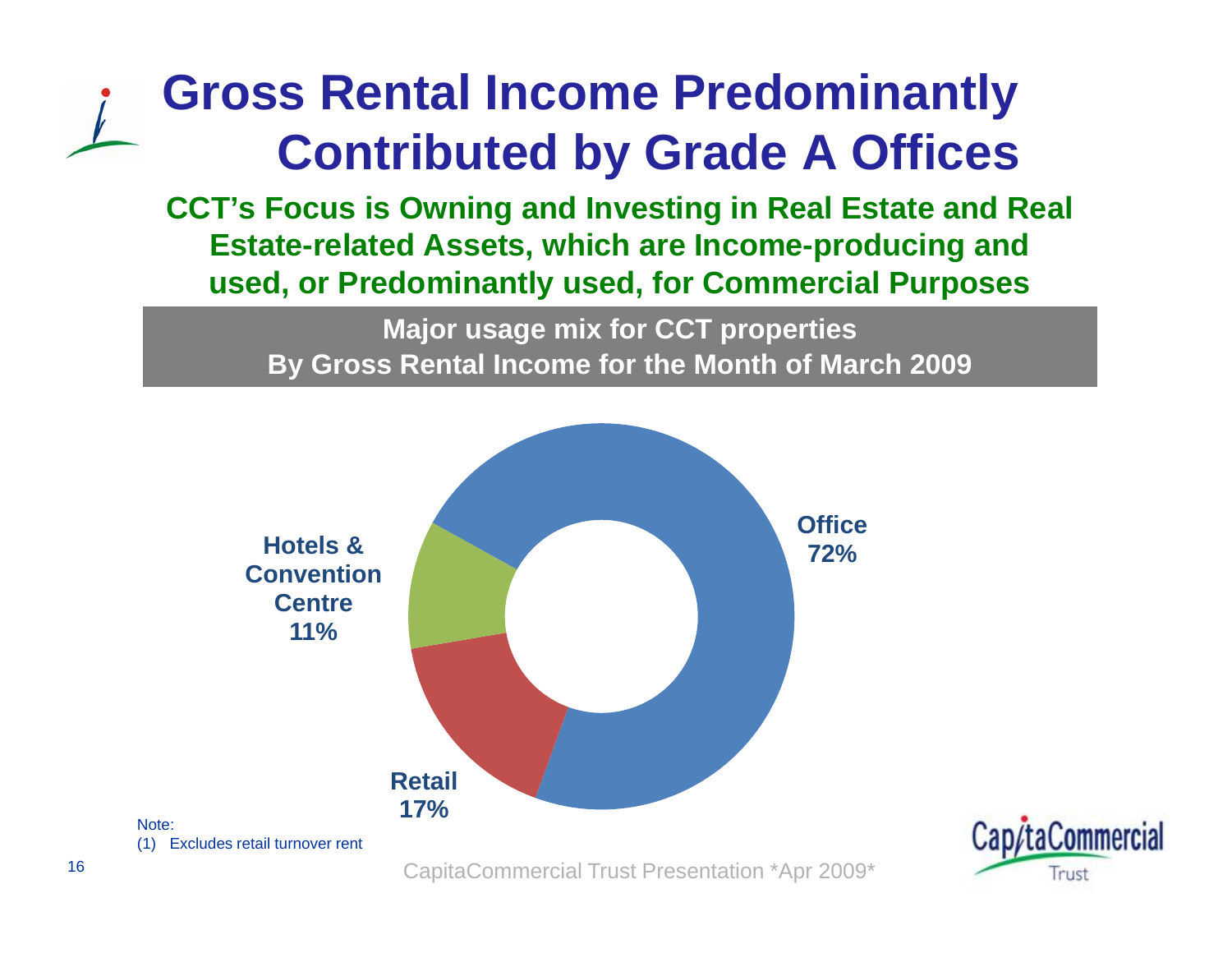# Gross Rental Income Predominantly Contributed by Grade A Offices

**CCT's Focus is Owning and Investing in Real Estate and Real Estate-related Assets, which are Income-producing and used, or Predominantly used, for Commercial Purposes**

**Major usage mix for CCT properties**
**By Gross Rental Income for the Month of March 2009**

| Usage | Share |
|---|---|
| Office | 72% |
| Retail | 17% |
| Hotels & Convention Centre | 11% |

Note:
(1) Excludes retail turnover rent

CapitaCommercial Trust Presentation *Apr 2009*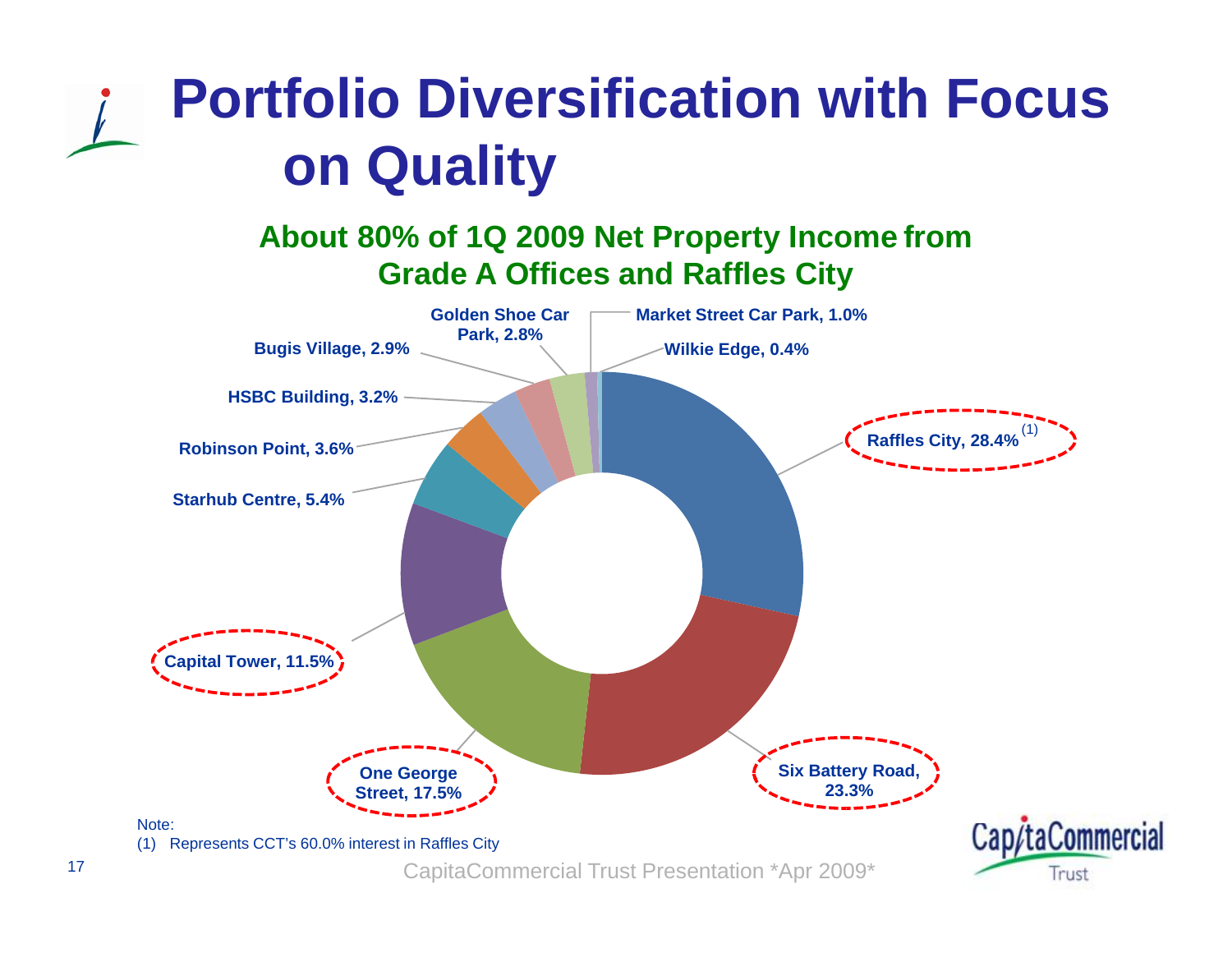# Portfolio Diversification with Focus on Quality

## About 80% of 1Q 2009 Net Property Income from Grade A Offices and Raffles City

| Property | Share |
| --- | --- |
| Raffles City[(1)] | 28.4% |
| Six Battery Road | 23.3% |
| One George Street | 17.5% |
| Capital Tower | 11.5% |
| Starhub Centre | 5.4% |
| Robinson Point | 3.6% |
| HSBC Building | 3.2% |
| Bugis Village | 2.9% |
| Golden Shoe Car Park | 2.8% |
| Market Street Car Park | 1.0% |
| Wilkie Edge | 0.4% |

Note:
(1) Represents CCT's 60.0% interest in Raffles City

CapitaCommercial Trust Presentation *Apr 2009*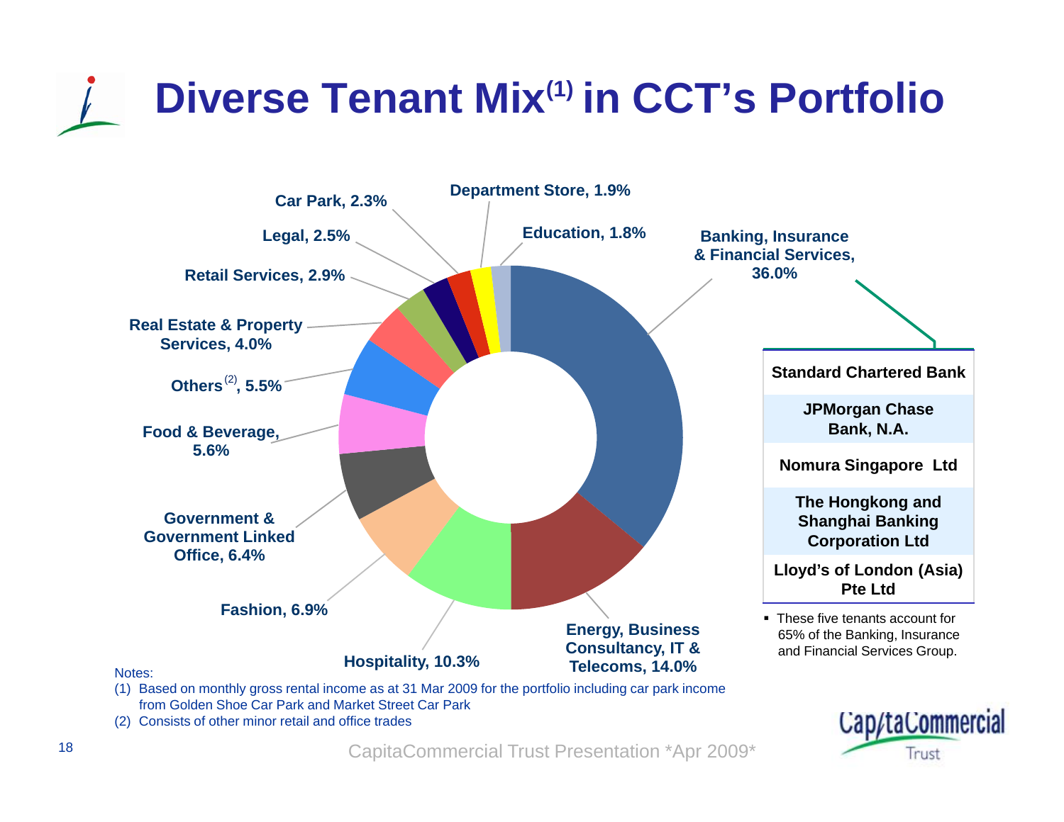# Diverse Tenant Mix(1) in CCT's Portfolio

- Banking, Insurance & Financial Services, 36.0%
- Energy, Business Consultancy, IT & Telecoms, 14.0%
- Hospitality, 10.3%
- Fashion, 6.9%
- Government & Government Linked Office, 6.4%
- Food & Beverage, 5.6%
- Others(2), 5.5%
- Real Estate & Property Services, 4.0%
- Retail Services, 2.9%
- Legal, 2.5%
- Car Park, 2.3%
- Department Store, 1.9%
- Education, 1.8%

| Banking, Insurance & Financial Services |
|---|
| Standard Chartered Bank |
| JPMorgan Chase Bank, N.A. |
| Nomura Singapore Ltd |
| The Hongkong and Shanghai Banking Corporation Ltd |
| Lloyd's of London (Asia) Pte Ltd |

- These five tenants account for 65% of the Banking, Insurance and Financial Services Group.

Notes:

(1) Based on monthly gross rental income as at 31 Mar 2009 for the portfolio including car park income from Golden Shoe Car Park and Market Street Car Park

(2) Consists of other minor retail and office trades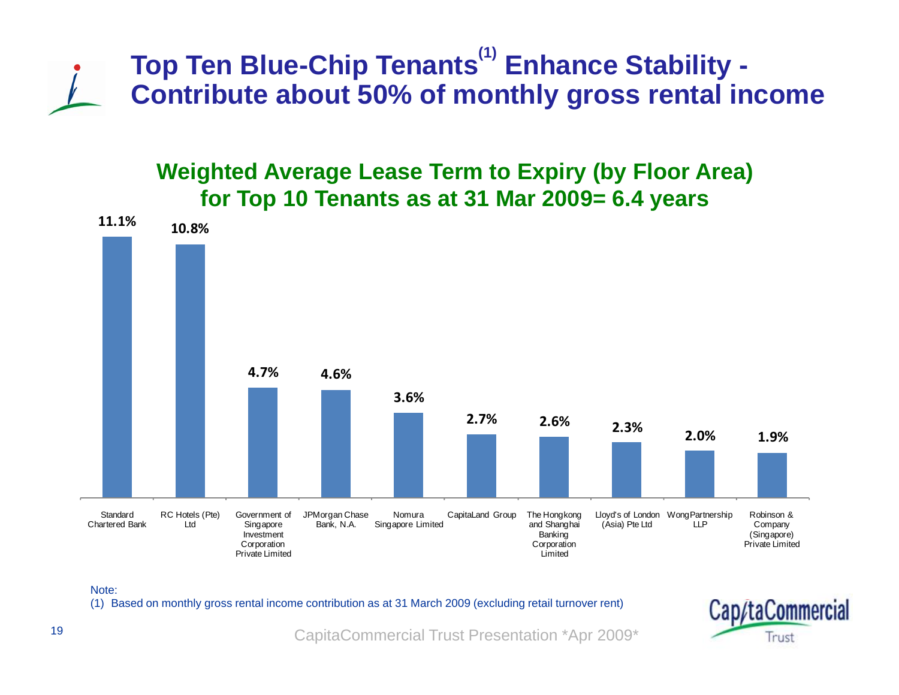# Top Ten Blue-Chip Tenants[1] Enhance Stability - Contribute about 50% of monthly gross rental income

## Weighted Average Lease Term to Expiry (by Floor Area) for Top 10 Tenants as at 31 Mar 2009= 6.4 years

| Tenant | % |
|---|---|
| Standard Chartered Bank | 11.1% |
| RC Hotels (Pte) Ltd | 10.8% |
| Government of Singapore Investment Corporation Private Limited | 4.7% |
| JPMorgan Chase Bank, N.A. | 4.6% |
| Nomura Singapore Limited | 3.6% |
| CapitaLand Group | 2.7% |
| The Hongkong and Shanghai Banking Corporation Limited | 2.6% |
| Lloyd's of London (Asia) Pte Ltd | 2.3% |
| WongPartnership LLP | 2.0% |
| Robinson & Company (Singapore) Private Limited | 1.9% |

Note:
(1) Based on monthly gross rental income contribution as at 31 March 2009 (excluding retail turnover rent)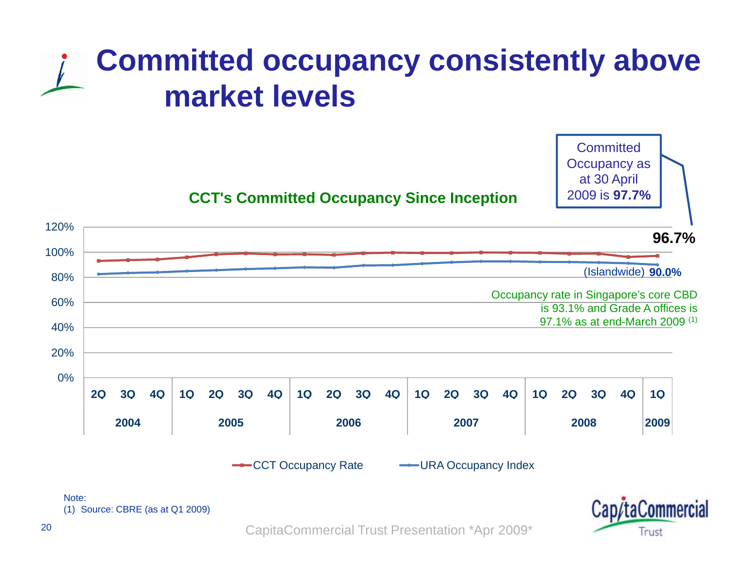# Committed occupancy consistently above market levels

**CCT's Committed Occupancy Since Inception**

Committed Occupancy as at 30 April 2009 is **97.7%**

**96.7%**

(Islandwide) **90.0%**

Occupancy rate in Singapore's core CBD is 93.1% and Grade A offices is 97.1% as at end-March 2009 (1)

120%
100%
80%
60%
40%
20%
0%

| 2Q | 3Q | 4Q | 1Q | 2Q | 3Q | 4Q | 1Q | 2Q | 3Q | 4Q | 1Q | 2Q | 3Q | 4Q | 1Q | 2Q | 3Q | 4Q | 1Q |
|---|---|---|---|---|---|---|---|---|---|---|---|---|---|---|---|---|---|---|---|
| 2004 | | | 2005 | | | | 2006 | | | | 2007 | | | | 2008 | | | | 2009 |

CCT Occupancy Rate — URA Occupancy Index

Note:
(1) Source: CBRE (as at Q1 2009)

CapitaCommercial Trust Presentation *Apr 2009*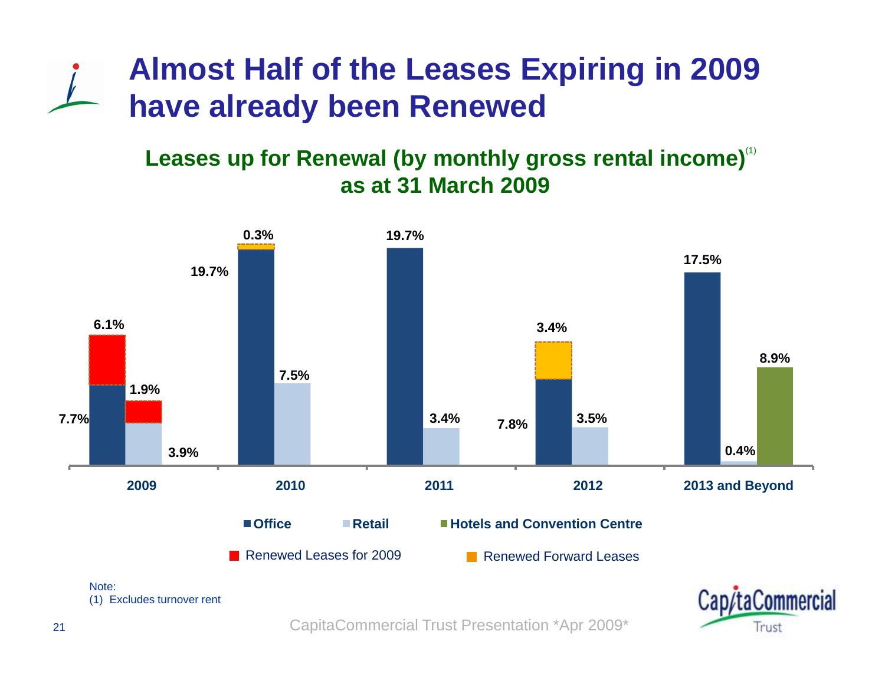# Almost Half of the Leases Expiring in 2009 have already been Renewed

## Leases up for Renewal (by monthly gross rental income)[1] as at 31 March 2009

| | 2009 | 2010 | 2011 | 2012 | 2013 and Beyond |
|---|---|---|---|---|---|
| Office | 7.7% | 19.7% | 19.7% | 7.8% | 17.5% |
| Retail | 3.9% | 7.5% | 3.4% | 3.5% | 0.4% |
| Hotels and Convention Centre | | | | | 8.9% |
| Renewed Leases for 2009 | 6.1% (Office), 1.9% (Retail) | | | | |
| Renewed Forward Leases | | 0.3% (Office) | | 3.4% (Office) | |

Note:
(1) Excludes turnover rent

CapitaCommercial Trust Presentation *Apr 2009*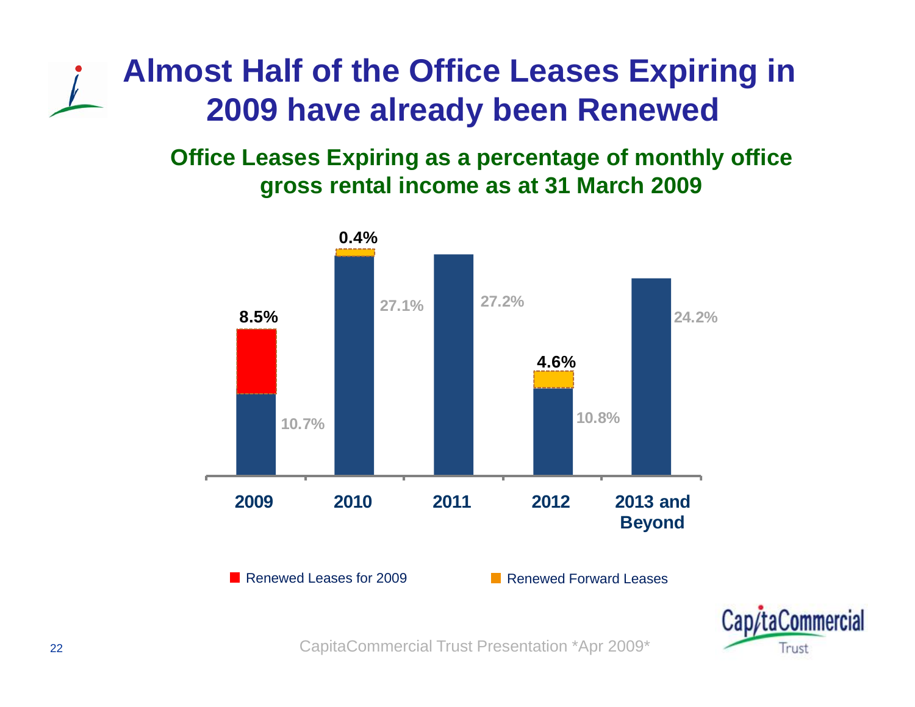# Almost Half of the Office Leases Expiring in 2009 have already been Renewed

**Office Leases Expiring as a percentage of monthly office gross rental income as at 31 March 2009**

| | 2009 | 2010 | 2011 | 2012 | 2013 and Beyond |
|---|---|---|---|---|---|
| Expiring | 10.7% | 27.1% | 27.2% | 10.8% | 24.2% |
| Renewed Leases for 2009 | 8.5% | | | | |
| Renewed Forward Leases | | 0.4% | | 4.6% | |

■ Renewed Leases for 2009 ■ Renewed Forward Leases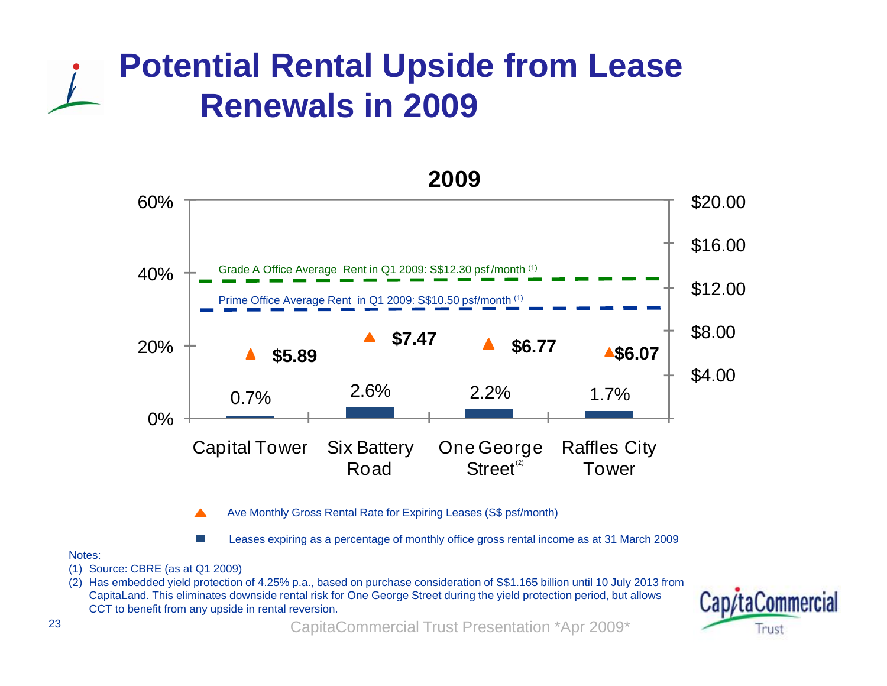# Potential Rental Upside from Lease Renewals in 2009

**2009**

| | Capital Tower | Six Battery Road | One George Street[2] | Raffles City Tower |
|---|---|---|---|---|
| Ave Monthly Gross Rental Rate for Expiring Leases (S$ psf/month) | $5.89 | $7.47 | $6.77 | $6.07 |
| Leases expiring as a percentage of monthly office gross rental income as at 31 March 2009 | 0.7% | 2.6% | 2.2% | 1.7% |

Grade A Office Average Rent in Q1 2009: S$12.30 psf/month [1]

Prime Office Average Rent in Q1 2009: S$10.50 psf/month [1]

Notes:

(1) Source: CBRE (as at Q1 2009)

(2) Has embedded yield protection of 4.25% p.a., based on purchase consideration of S$1.165 billion until 10 July 2013 from CapitaLand. This eliminates downside rental risk for One George Street during the yield protection period, but allows CCT to benefit from any upside in rental reversion.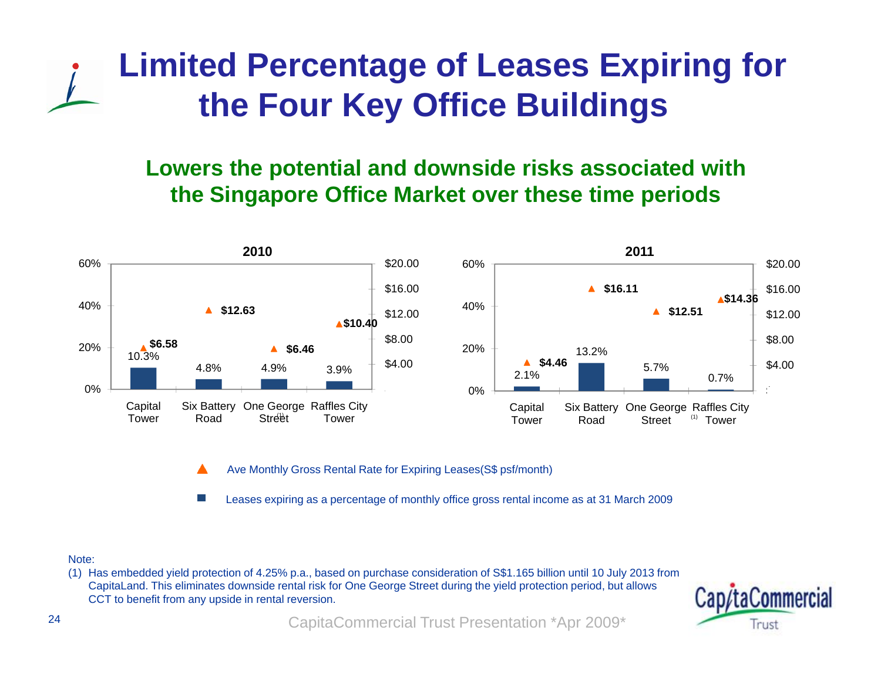# Limited Percentage of Leases Expiring for the Four Key Office Buildings

## Lowers the potential and downside risks associated with the Singapore Office Market over these time periods

**2010**

| Building | Leases expiring as % of monthly office gross rental income | Ave Monthly Gross Rental Rate for Expiring Leases (S$ psf/month) |
|---|---|---|
| Capital Tower | 10.3% | $6.58 |
| Six Battery Road | 4.8% | $12.63 |
| One George Street (1) | 4.9% | $6.46 |
| Raffles City Tower | 3.9% | $10.40 |

**2011**

| Building | Leases expiring as % of monthly office gross rental income | Ave Monthly Gross Rental Rate for Expiring Leases (S$ psf/month) |
|---|---|---|
| Capital Tower | 2.1% | $4.46 |
| Six Battery Road | 13.2% | $16.11 |
| One George Street (1) | 5.7% | $12.51 |
| Raffles City Tower | 0.7% | $14.36 |

▲ Ave Monthly Gross Rental Rate for Expiring Leases(S$ psf/month)

■ Leases expiring as a percentage of monthly office gross rental income as at 31 March 2009

Note:

(1) Has embedded yield protection of 4.25% p.a., based on purchase consideration of S$1.165 billion until 10 July 2013 from CapitaLand. This eliminates downside rental risk for One George Street during the yield protection period, but allows CCT to benefit from any upside in rental reversion.

CapitaCommercial Trust Presentation *Apr 2009*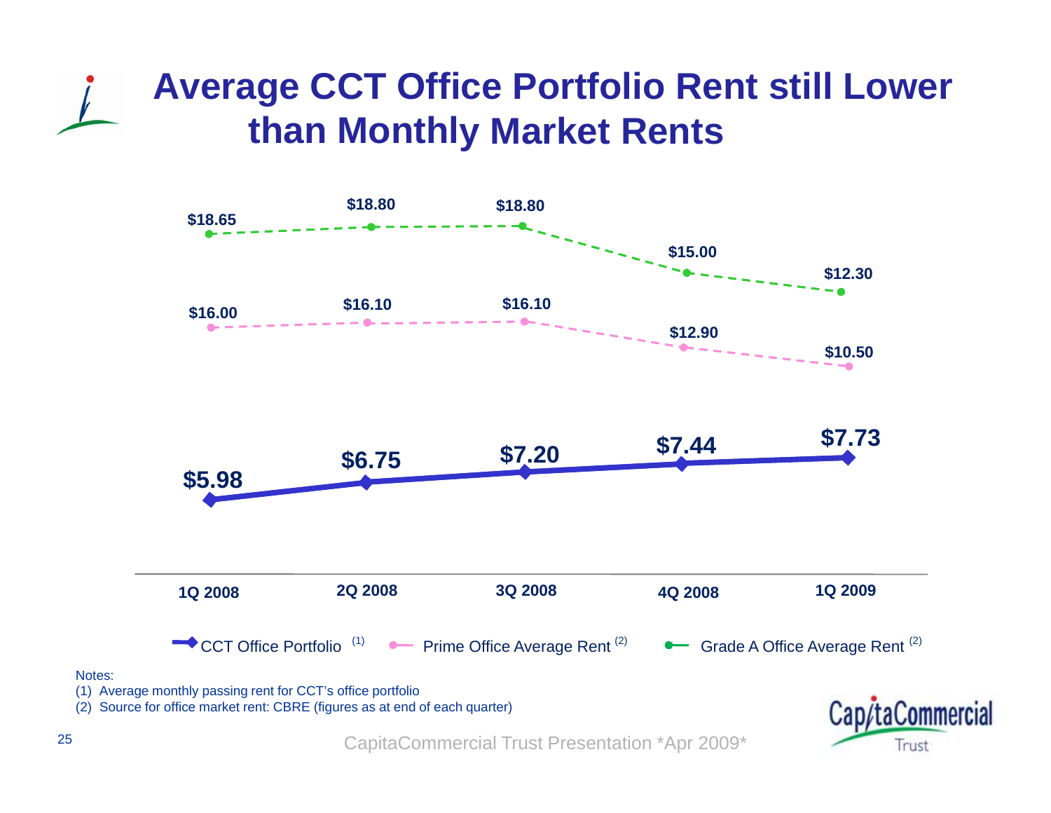# Average CCT Office Portfolio Rent still Lower than Monthly Market Rents

| | 1Q 2008 | 2Q 2008 | 3Q 2008 | 4Q 2008 | 1Q 2009 |
|---|---|---|---|---|---|
| Grade A Office Average Rent [2] | $18.65 | $18.80 | $18.80 | $15.00 | $12.30 |
| Prime Office Average Rent [2] | $16.00 | $16.10 | $16.10 | $12.90 | $10.50 |
| CCT Office Portfolio [1] | $5.98 | $6.75 | $7.20 | $7.44 | $7.73 |

Notes:

(1) Average monthly passing rent for CCT's office portfolio

(2) Source for office market rent: CBRE (figures as at end of each quarter)

CapitaCommercial Trust Presentation *Apr 2009*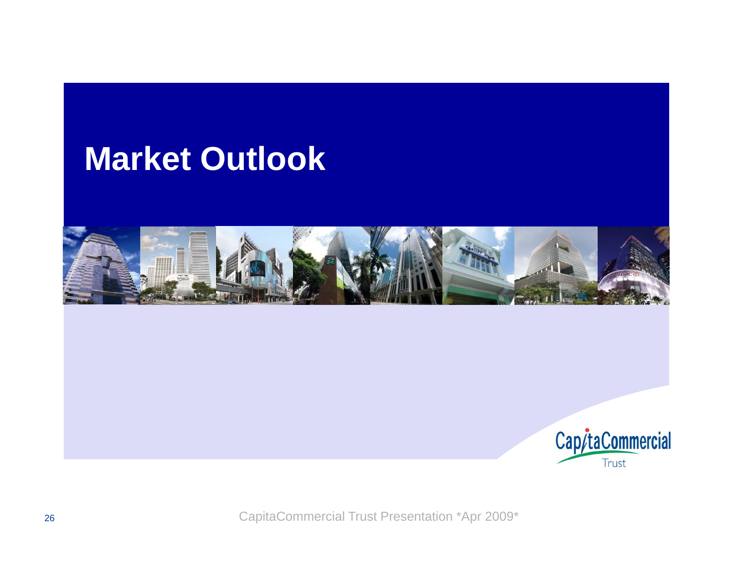# Market Outlook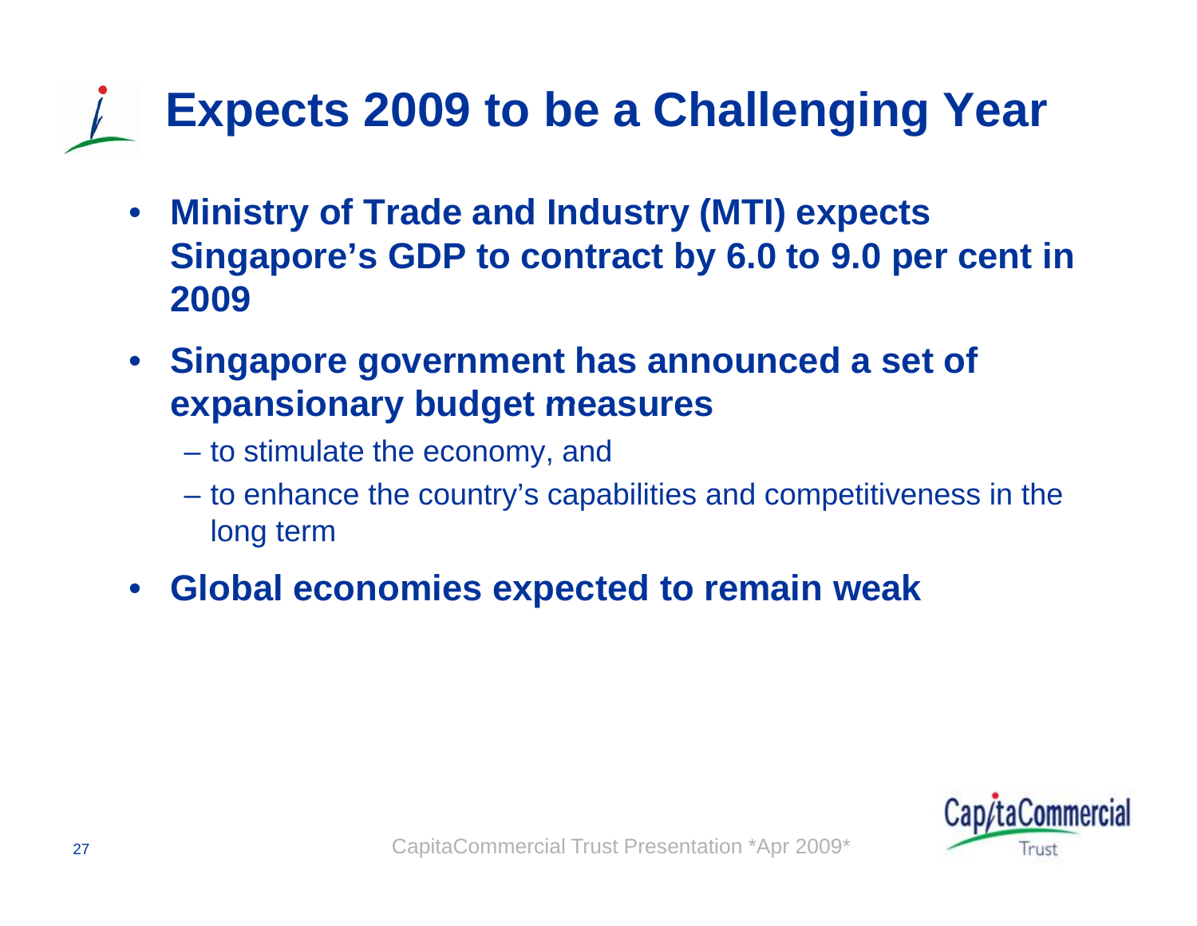# Expects 2009 to be a Challenging Year

- **Ministry of Trade and Industry (MTI) expects Singapore's GDP to contract by 6.0 to 9.0 per cent in 2009**
- **Singapore government has announced a set of expansionary budget measures**
  - to stimulate the economy, and
  - to enhance the country's capabilities and competitiveness in the long term
- **Global economies expected to remain weak**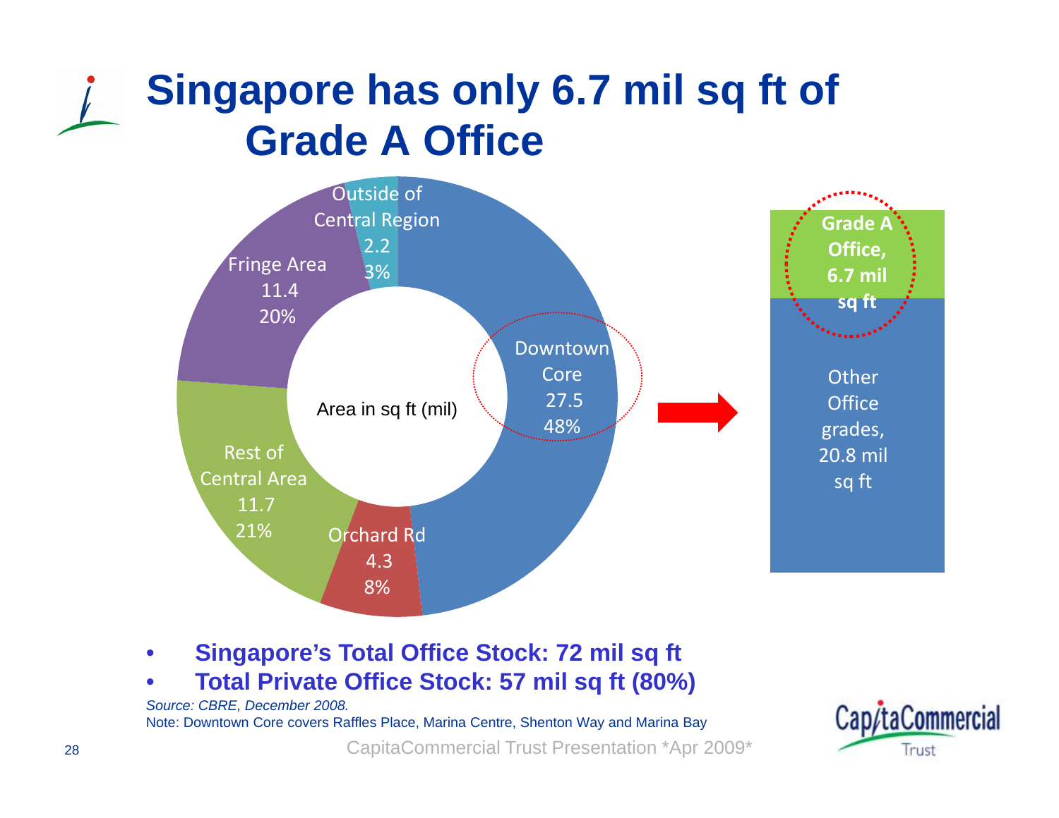# Singapore has only 6.7 mil sq ft of Grade A Office

Area in sq ft (mil)

| Area | sq ft (mil) | % |
|---|---|---|
| Downtown Core | 27.5 | 48% |
| Orchard Rd | 4.3 | 8% |
| Rest of Central Area | 11.7 | 21% |
| Fringe Area | 11.4 | 20% |
| Outside of Central Region | 2.2 | 3% |

Downtown Core:
- Grade A Office, 6.7 mil sq ft
- Other Office grades, 20.8 mil sq ft

- **Singapore's Total Office Stock: 72 mil sq ft**
- **Total Private Office Stock: 57 mil sq ft (80%)**

*Source: CBRE, December 2008.*

Note: Downtown Core covers Raffles Place, Marina Centre, Shenton Way and Marina Bay

CapitaCommercial Trust Presentation *Apr 2009*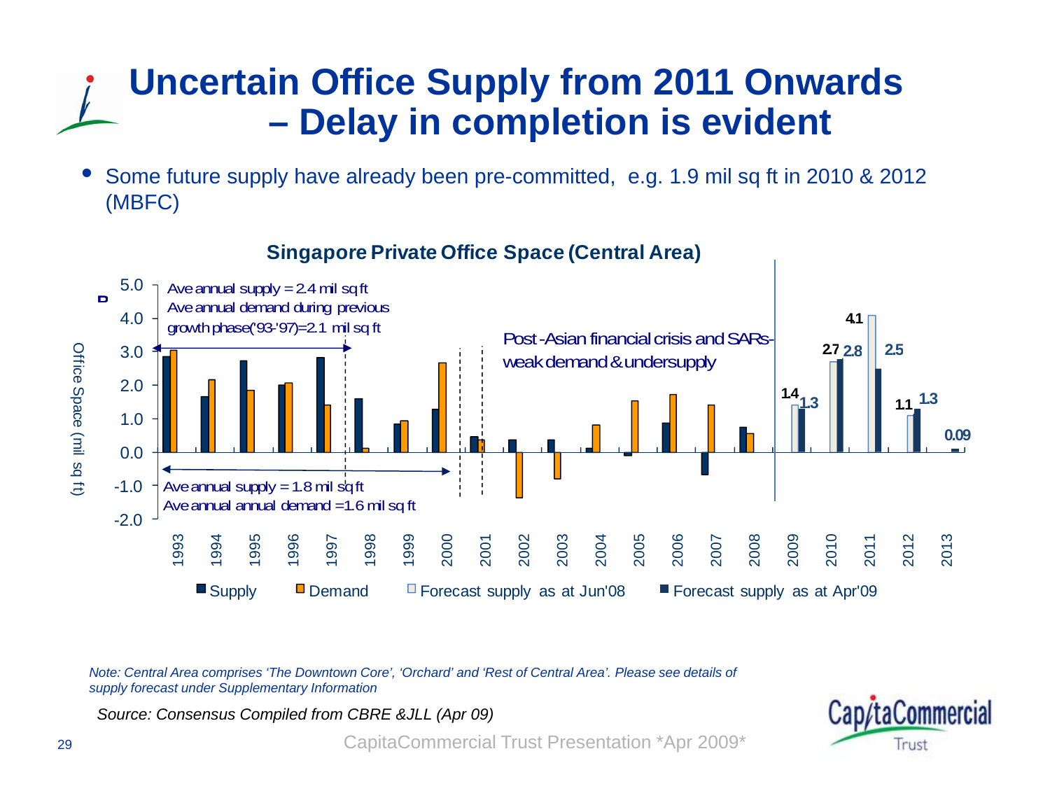# Uncertain Office Supply from 2011 Onwards – Delay in completion is evident

- Some future supply have already been pre-committed, e.g. 1.9 mil sq ft in 2010 & 2012 (MBFC)

**Singapore Private Office Space (Central Area)**

Ave annual supply = 2.4 mil sq ft
Ave annual demand during previous growth phase('93-'97)=2.1 mil sq ft

Post-Asian financial crisis and SARs-weak demand & undersupply

Ave annual supply = 1.8 mil sq ft
Ave annual annual demand =1.6 mil sq ft

| Year | Forecast supply as at Jun'08 | Forecast supply as at Apr'09 |
|---|---|---|
| 2009 | 1.4 | 1.3 |
| 2010 | 2.7 | 2.8 |
| 2011 | 4.1 | 2.5 |
| 2012 | 1.1 | 1.3 |
| 2013 | | 0.09 |

Office Space (mil sq ft)

■ Supply ■ Demand □ Forecast supply as at Jun'08 ■ Forecast supply as at Apr'09

*Note: Central Area comprises 'The Downtown Core', 'Orchard' and 'Rest of Central Area'. Please see details of supply forecast under Supplementary Information*

*Source: Consensus Compiled from CBRE &JLL (Apr 09)*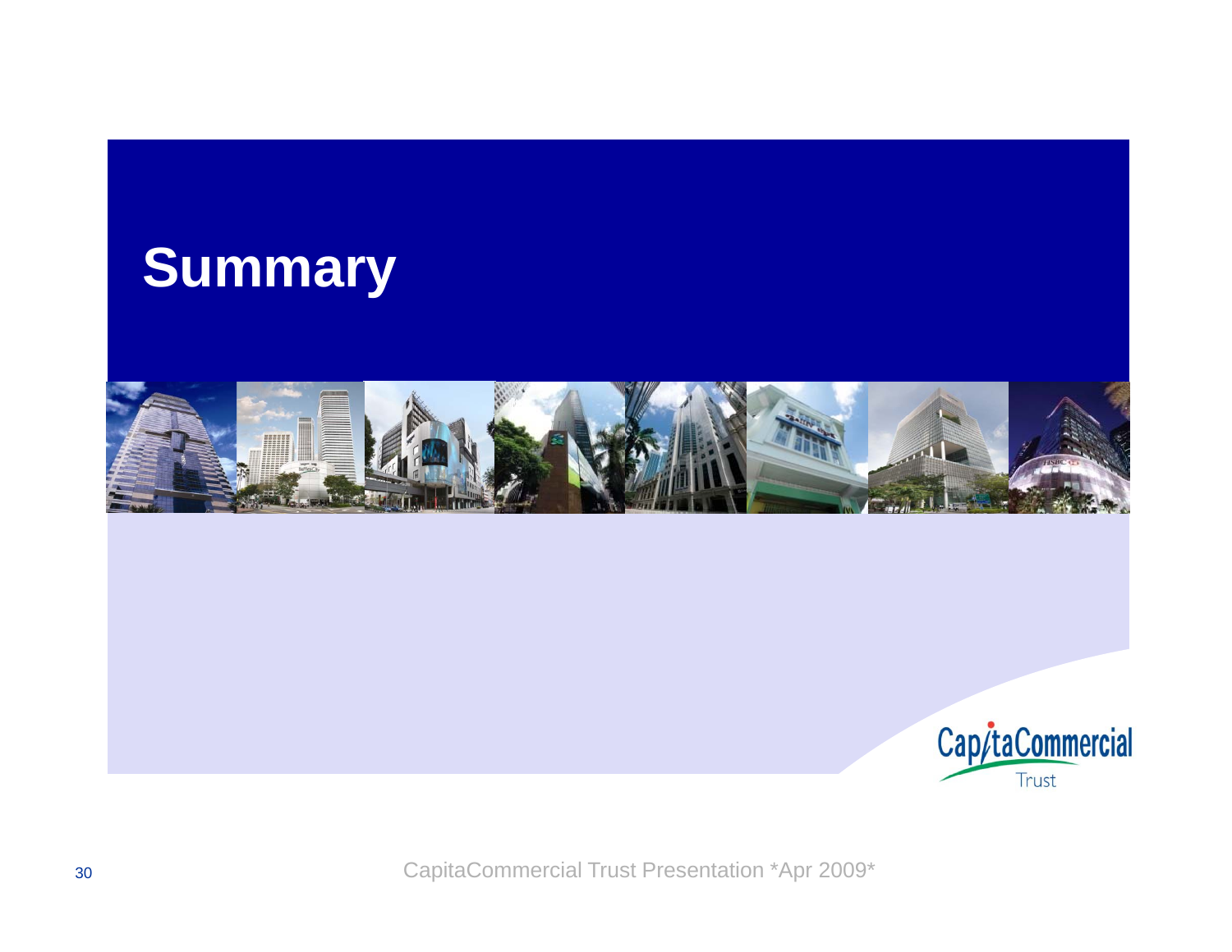# Summary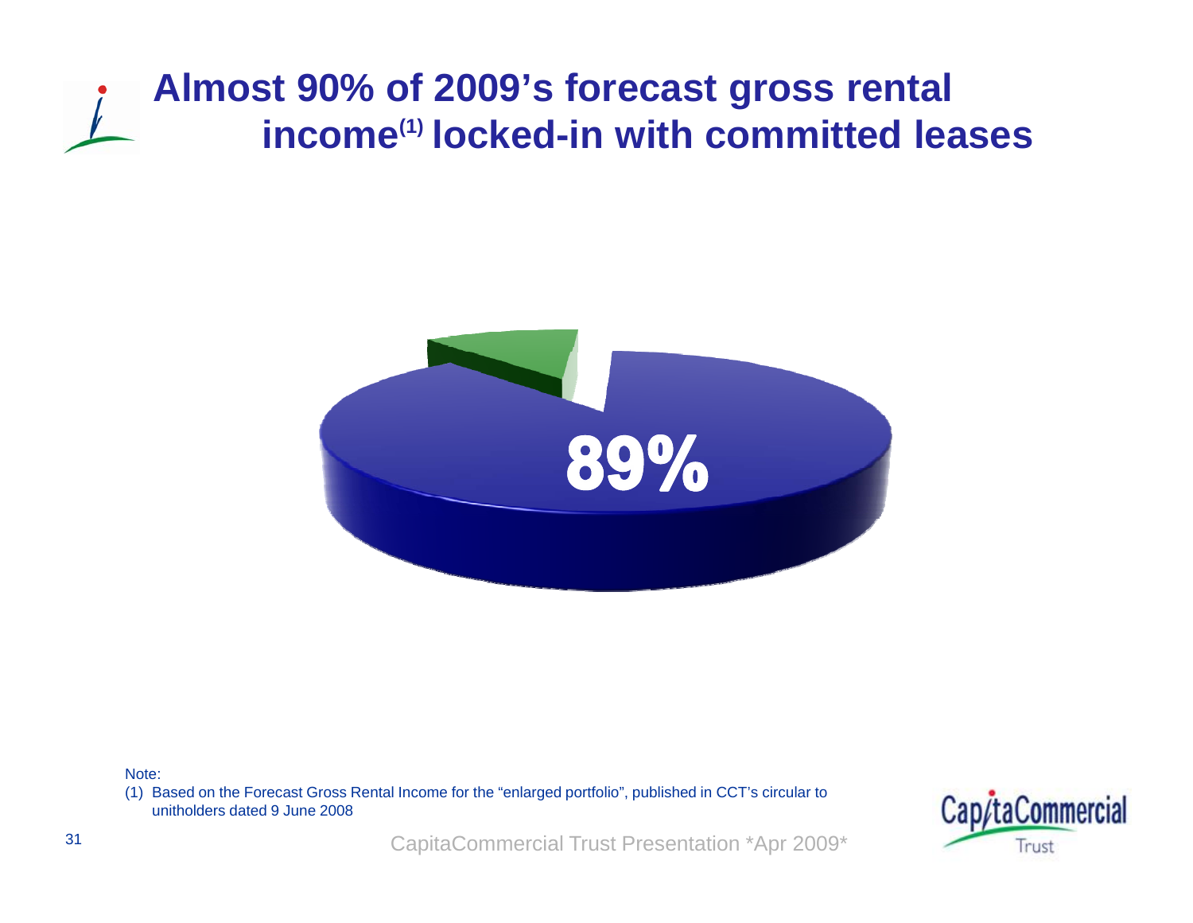# Almost 90% of 2009's forecast gross rental income[1] locked-in with committed leases

89%

Note:

(1) Based on the Forecast Gross Rental Income for the "enlarged portfolio", published in CCT's circular to unitholders dated 9 June 2008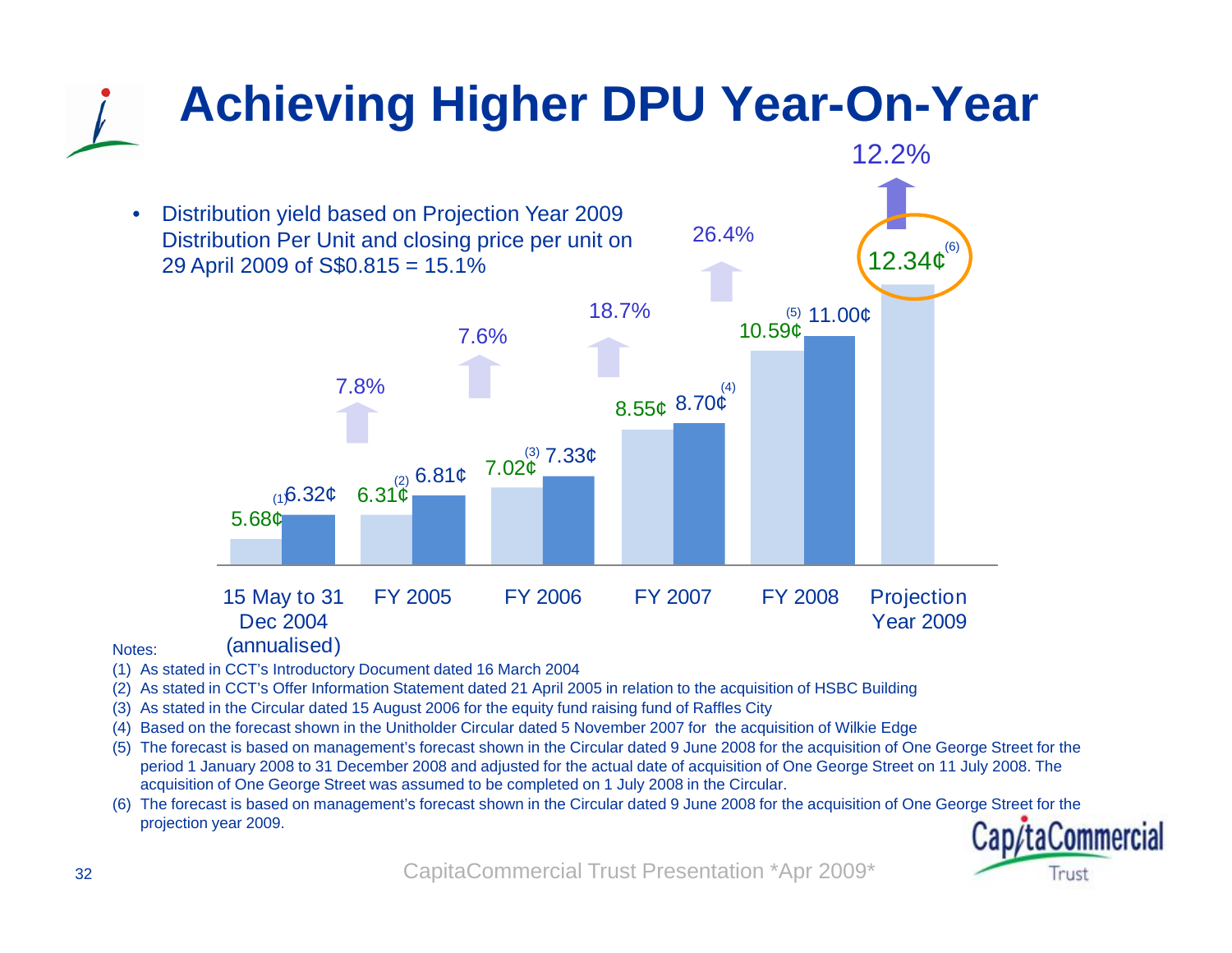# Achieving Higher DPU Year-On-Year

- Distribution yield based on Projection Year 2009 Distribution Per Unit and closing price per unit on 29 April 2009 of S$0.815 = 15.1%

| Period | Forecast DPU | Actual DPU | Growth |
|---|---|---|---|
| 15 May to 31 Dec 2004 (annualised) | 5.68¢ (1) | 6.32¢ | 7.8% |
| FY 2005 | 6.31¢ (2) | 6.81¢ | 7.6% |
| FY 2006 | 7.02¢ (3) | 7.33¢ | 18.7% |
| FY 2007 | 8.55¢ | 8.70¢ (4) | 26.4% |
| FY 2008 | 10.59¢ (5) | 11.00¢ | 12.2% |
| Projection Year 2009 | 12.34¢ (6) | | |

Notes:

(1) As stated in CCT's Introductory Document dated 16 March 2004

(2) As stated in CCT's Offer Information Statement dated 21 April 2005 in relation to the acquisition of HSBC Building

(3) As stated in the Circular dated 15 August 2006 for the equity fund raising fund of Raffles City

(4) Based on the forecast shown in the Unitholder Circular dated 5 November 2007 for the acquisition of Wilkie Edge

(5) The forecast is based on management's forecast shown in the Circular dated 9 June 2008 for the acquisition of One George Street for the period 1 January 2008 to 31 December 2008 and adjusted for the actual date of acquisition of One George Street on 11 July 2008. The acquisition of One George Street was assumed to be completed on 1 July 2008 in the Circular.

(6) The forecast is based on management's forecast shown in the Circular dated 9 June 2008 for the acquisition of One George Street for the projection year 2009.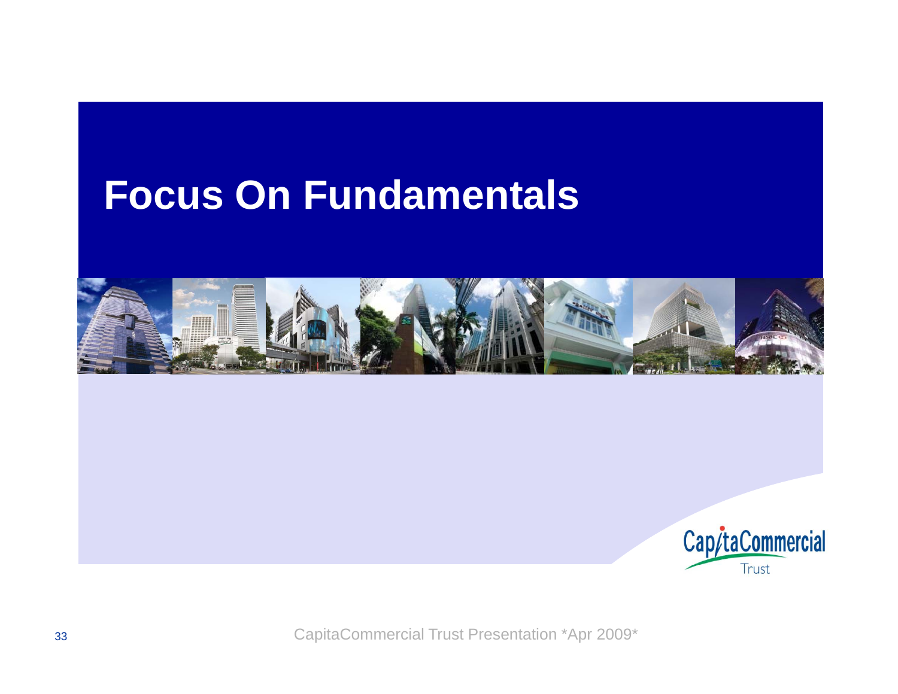# Focus On Fundamentals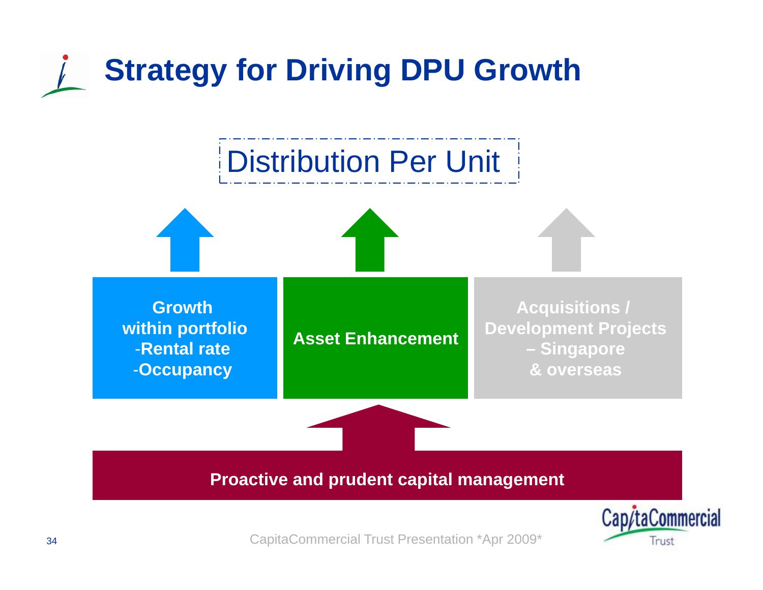# Strategy for Driving DPU Growth

Distribution Per Unit

**Growth within portfolio**
**-Rental rate**
**-Occupancy**

**Asset Enhancement**

**Acquisitions / Development Projects – Singapore & overseas**

**Proactive and prudent capital management**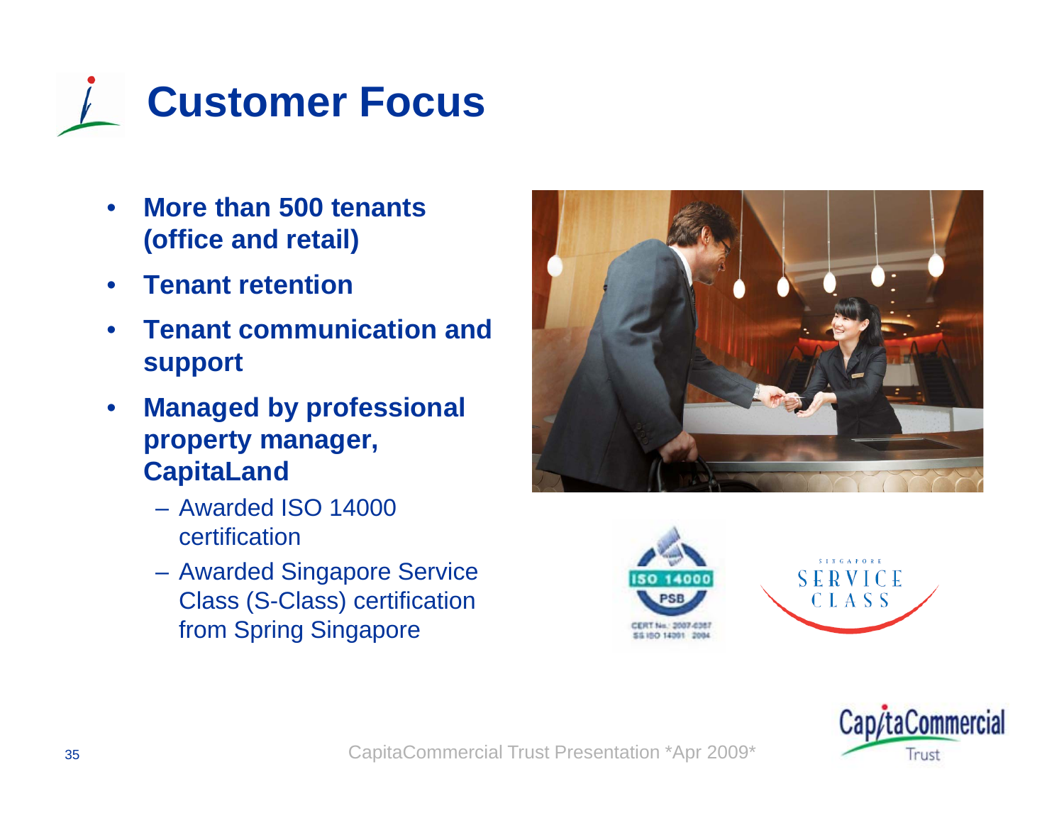# Customer Focus

- **More than 500 tenants (office and retail)**
- **Tenant retention**
- **Tenant communication and support**
- **Managed by professional property manager, CapitaLand**
  - Awarded ISO 14000 certification
  - Awarded Singapore Service Class (S-Class) certification from Spring Singapore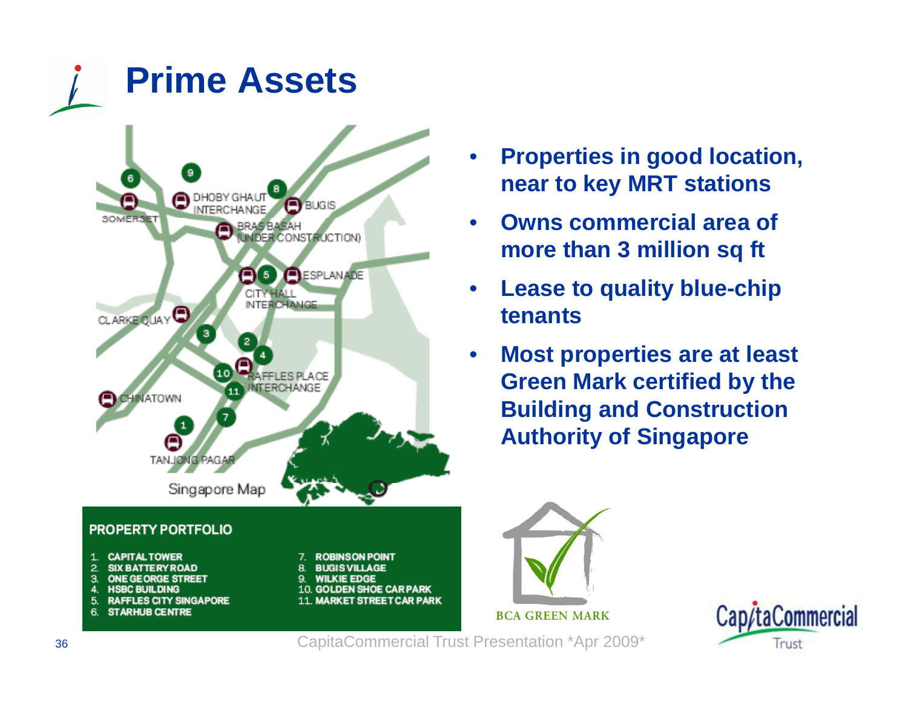# Prime Assets

- **Properties in good location, near to key MRT stations**
- **Owns commercial area of more than 3 million sq ft**
- **Lease to quality blue-chip tenants**
- **Most properties are at least Green Mark certified by the Building and Construction Authority of Singapore**

**PROPERTY PORTFOLIO**

1. CAPITAL TOWER
2. SIX BATTERY ROAD
3. ONE GEORGE STREET
4. HSBC BUILDING
5. RAFFLES CITY SINGAPORE
6. STARHUB CENTRE
7. ROBINSON POINT
8. BUGIS VILLAGE
9. WILKIE EDGE
10. GOLDEN SHOE CAR PARK
11. MARKET STREET CAR PARK

CapitaCommercial Trust Presentation *Apr 2009*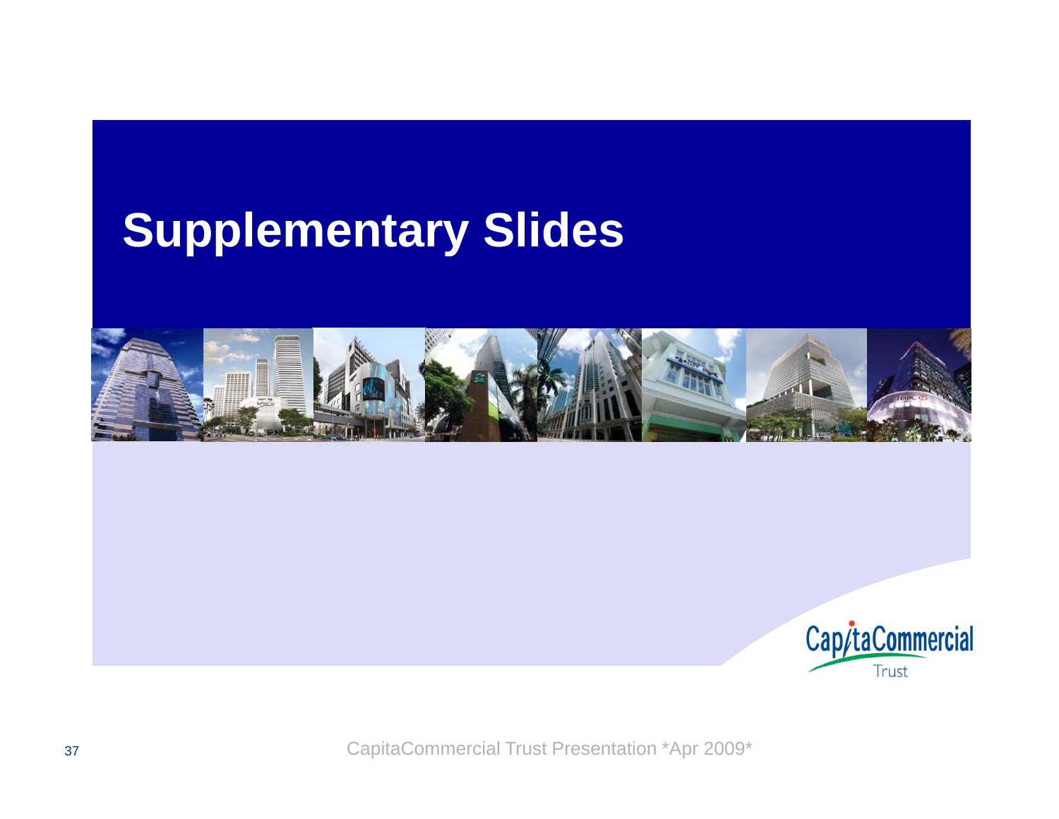# Supplementary Slides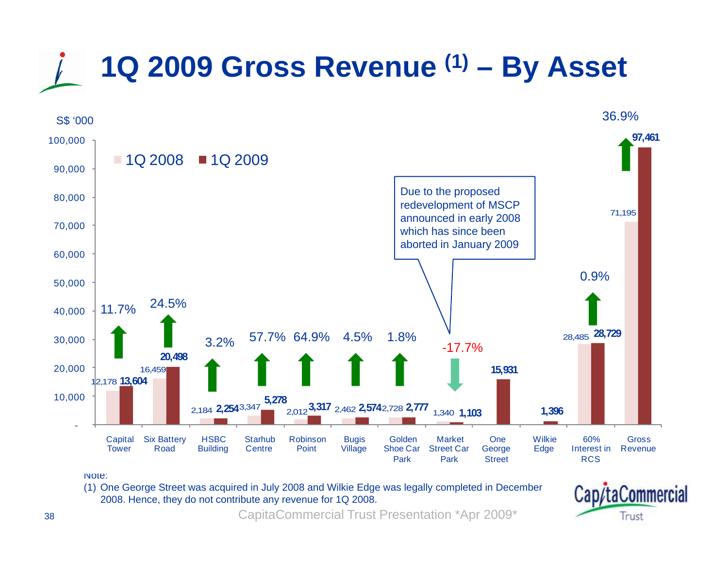# 1Q 2009 Gross Revenue (1) – By Asset

S$ '000

| Asset | 1Q 2008 | 1Q 2009 | Change |
|---|---|---|---|
| Capital Tower | 12,178 | 13,604 | 11.7% |
| Six Battery Road | 16,459 | 20,498 | 24.5% |
| HSBC Building | 2,184 | 2,254 | 3.2% |
| Starhub Centre | 3,347 | 5,278 | 57.7% |
| Robinson Point | 2,012 | 3,317 | 64.9% |
| Bugis Village | 2,462 | 2,574 | 4.5% |
| Golden Shoe Car Park | 2,728 | 2,777 | 1.8% |
| Market Street Car Park | 1,340 | 1,103 | -17.7% |
| One George Street | | 15,931 | |
| Wilkie Edge | | 1,396 | |
| 60% Interest in RCS | 28,485 | 28,729 | 0.9% |
| Gross Revenue | 71,195 | 97,461 | 36.9% |

Market Street Car Park: Due to the proposed redevelopment of MSCP announced in early 2008 which has since been aborted in January 2009

Note:

(1) One George Street was acquired in July 2008 and Wilkie Edge was legally completed in December 2008. Hence, they do not contribute any revenue for 1Q 2008.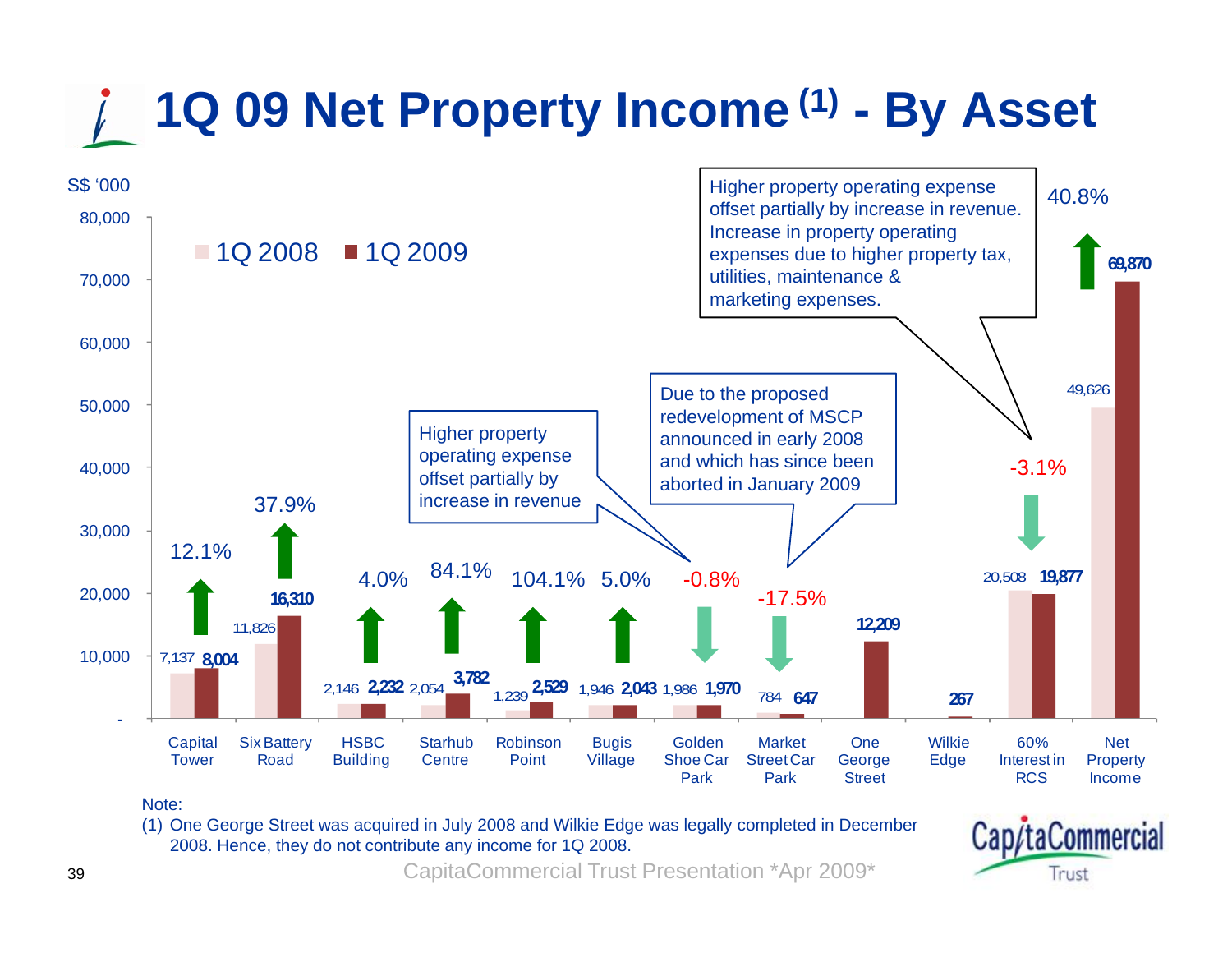# 1Q 09 Net Property Income [1] - By Asset

S$ '000

| Asset | 1Q 2008 | 1Q 2009 | Change |
|---|---|---|---|
| Capital Tower | 7,137 | 8,004 | 12.1% |
| Six Battery Road | 11,826 | 16,310 | 37.9% |
| HSBC Building | 2,146 | 2,232 | 4.0% |
| Starhub Centre | 2,054 | 3,782 | 84.1% |
| Robinson Point | 1,239 | 2,529 | 104.1% |
| Bugis Village | 1,946 | 2,043 | 5.0% |
| Golden Shoe Car Park | 1,986 | 1,970 | -0.8% |
| Market Street Car Park | 784 | 647 | -17.5% |
| One George Street | | 12,209 | |
| Wilkie Edge | | 267 | |
| 60% Interest in RCS | 20,508 | 19,877 | -3.1% |
| Net Property Income | 49,626 | 69,870 | 40.8% |

Higher property operating expense offset partially by increase in revenue

Due to the proposed redevelopment of MSCP announced in early 2008 and which has since been aborted in January 2009

Higher property operating expense offset partially by increase in revenue. Increase in property operating expenses due to higher property tax, utilities, maintenance & marketing expenses.

Note:

(1) One George Street was acquired in July 2008 and Wilkie Edge was legally completed in December 2008. Hence, they do not contribute any income for 1Q 2008.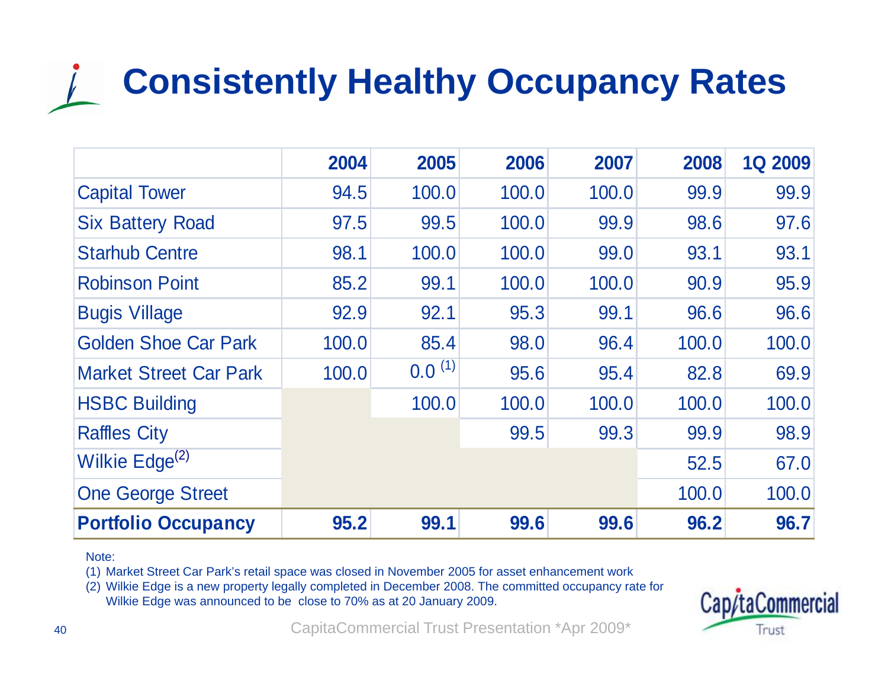# Consistently Healthy Occupancy Rates

| | 2004 | 2005 | 2006 | 2007 | 2008 | 1Q 2009 |
|---|---|---|---|---|---|---|
| Capital Tower | 94.5 | 100.0 | 100.0 | 100.0 | 99.9 | 99.9 |
| Six Battery Road | 97.5 | 99.5 | 100.0 | 99.9 | 98.6 | 97.6 |
| Starhub Centre | 98.1 | 100.0 | 100.0 | 99.0 | 93.1 | 93.1 |
| Robinson Point | 85.2 | 99.1 | 100.0 | 100.0 | 90.9 | 95.9 |
| Bugis Village | 92.9 | 92.1 | 95.3 | 99.1 | 96.6 | 96.6 |
| Golden Shoe Car Park | 100.0 | 85.4 | 98.0 | 96.4 | 100.0 | 100.0 |
| Market Street Car Park | 100.0 | 0.0 (1) | 95.6 | 95.4 | 82.8 | 69.9 |
| HSBC Building | | 100.0 | 100.0 | 100.0 | 100.0 | 100.0 |
| Raffles City | | | 99.5 | 99.3 | 99.9 | 98.9 |
| Wilkie Edge(2) | | | | | 52.5 | 67.0 |
| One George Street | | | | | 100.0 | 100.0 |
| **Portfolio Occupancy** | **95.2** | **99.1** | **99.6** | **99.6** | **96.2** | **96.7** |

Note:

(1) Market Street Car Park's retail space was closed in November 2005 for asset enhancement work

(2) Wilkie Edge is a new property legally completed in December 2008. The committed occupancy rate for Wilkie Edge was announced to be close to 70% as at 20 January 2009.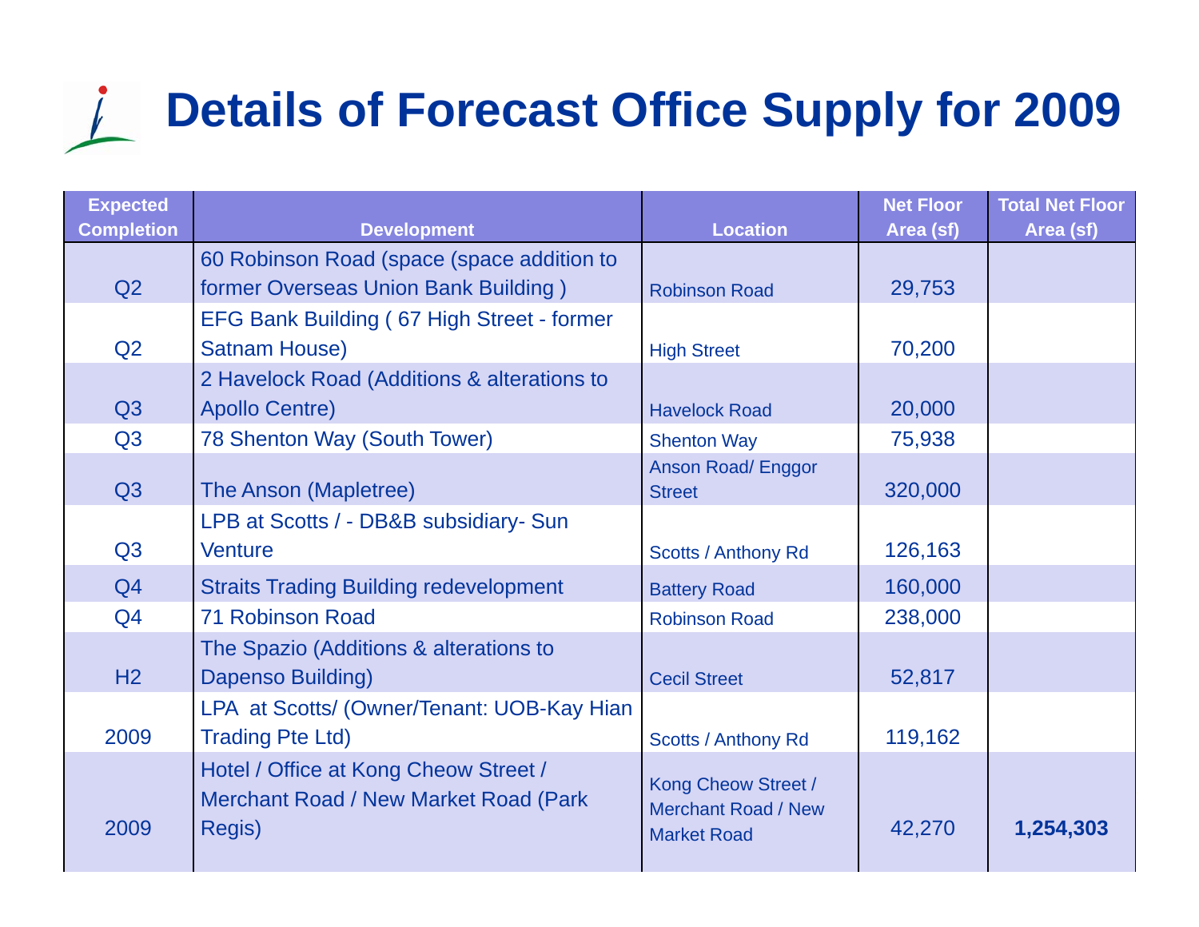# Details of Forecast Office Supply for 2009

| Expected Completion | Development | Location | Net Floor Area (sf) | Total Net Floor Area (sf) |
|---|---|---|---|---|
| Q2 | 60 Robinson Road (space (space addition to former Overseas Union Bank Building ) | Robinson Road | 29,753 | |
| Q2 | EFG Bank Building ( 67 High Street - former Satnam House) | High Street | 70,200 | |
| Q3 | 2 Havelock Road (Additions & alterations to Apollo Centre) | Havelock Road | 20,000 | |
| Q3 | 78 Shenton Way (South Tower) | Shenton Way | 75,938 | |
| Q3 | The Anson (Mapletree) | Anson Road/ Enggor Street | 320,000 | |
| Q3 | LPB at Scotts / - DB&B subsidiary- Sun Venture | Scotts / Anthony Rd | 126,163 | |
| Q4 | Straits Trading Building redevelopment | Battery Road | 160,000 | |
| Q4 | 71 Robinson Road | Robinson Road | 238,000 | |
| H2 | The Spazio (Additions & alterations to Dapenso Building) | Cecil Street | 52,817 | |
| 2009 | LPA at Scotts/ (Owner/Tenant: UOB-Kay Hian Trading Pte Ltd) | Scotts / Anthony Rd | 119,162 | |
| 2009 | Hotel / Office at Kong Cheow Street / Merchant Road / New Market Road (Park Regis) | Kong Cheow Street / Merchant Road / New Market Road | 42,270 | **1,254,303** |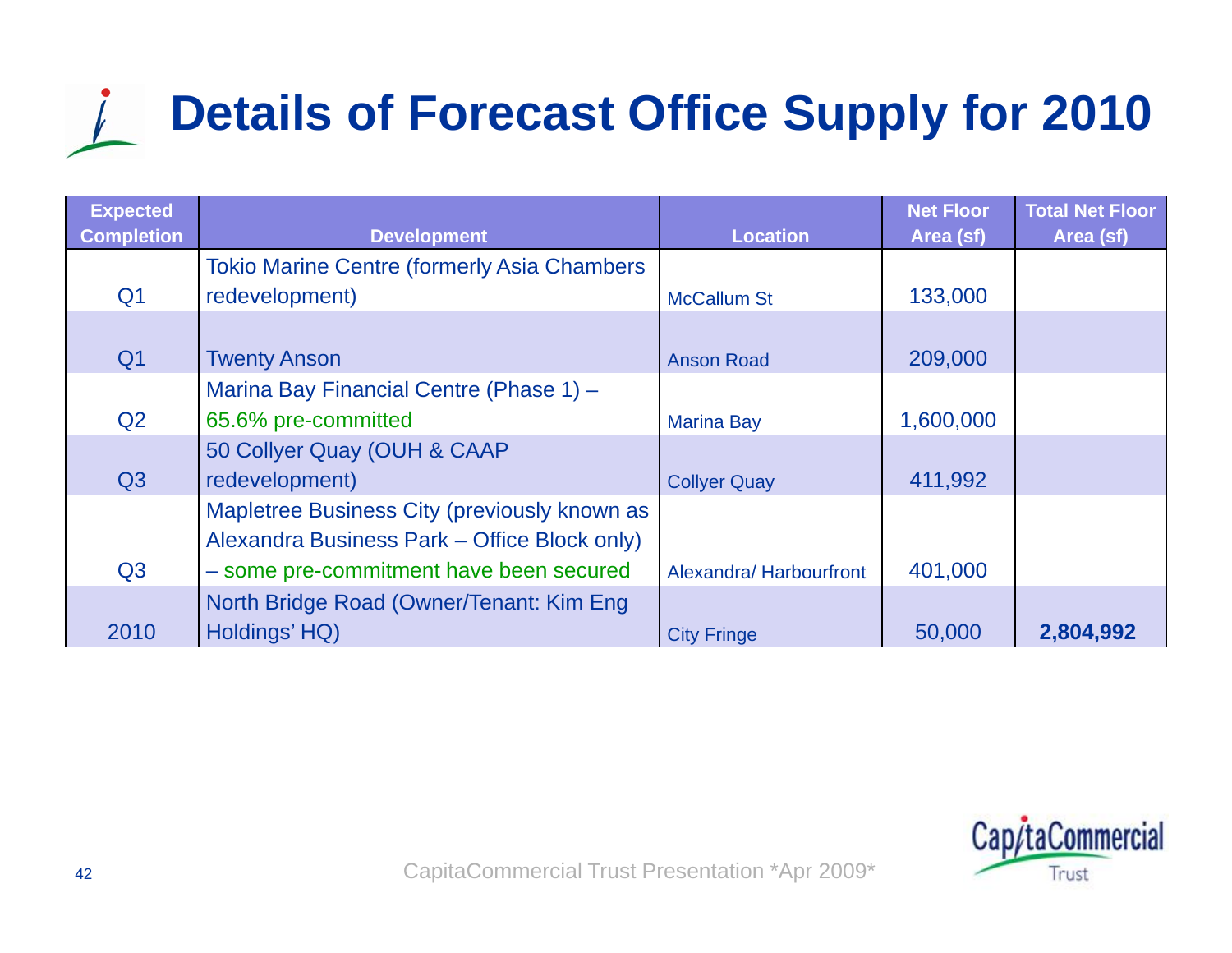# Details of Forecast Office Supply for 2010

| Expected Completion | Development | Location | Net Floor Area (sf) | Total Net Floor Area (sf) |
|---|---|---|---|---|
| Q1 | Tokio Marine Centre (formerly Asia Chambers redevelopment) | McCallum St | 133,000 | |
| Q1 | Twenty Anson | Anson Road | 209,000 | |
| Q2 | Marina Bay Financial Centre (Phase 1) – 65.6% pre-committed | Marina Bay | 1,600,000 | |
| Q3 | 50 Collyer Quay (OUH & CAAP redevelopment) | Collyer Quay | 411,992 | |
| Q3 | Mapletree Business City (previously known as Alexandra Business Park – Office Block only) – some pre-commitment have been secured | Alexandra/ Harbourfront | 401,000 | |
| 2010 | North Bridge Road (Owner/Tenant: Kim Eng Holdings' HQ) | City Fringe | 50,000 | **2,804,992** |

CapitaCommercial Trust Presentation *Apr 2009*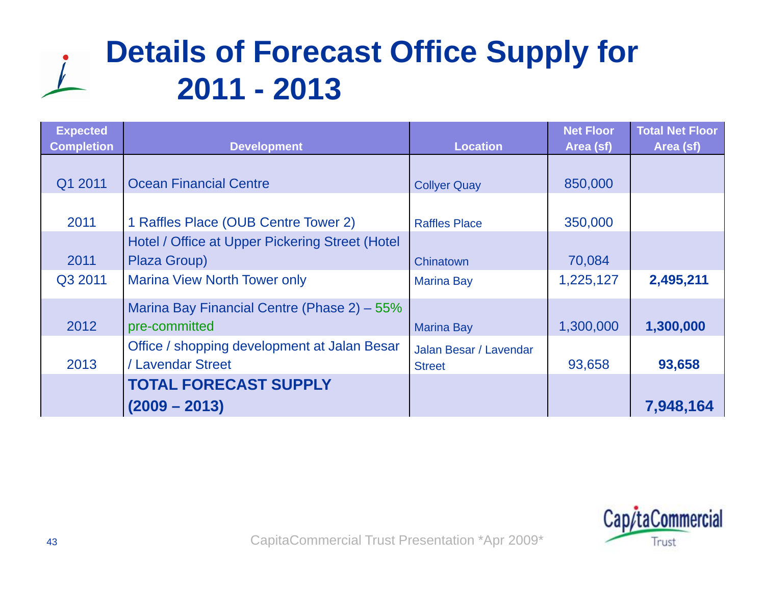# Details of Forecast Office Supply for 2011 - 2013

| Expected Completion | Development | Location | Net Floor Area (sf) | Total Net Floor Area (sf) |
|---|---|---|---|---|
| Q1 2011 | Ocean Financial Centre | Collyer Quay | 850,000 | |
| 2011 | 1 Raffles Place (OUB Centre Tower 2) | Raffles Place | 350,000 | |
| 2011 | Hotel / Office at Upper Pickering Street (Hotel Plaza Group) | Chinatown | 70,084 | |
| Q3 2011 | Marina View North Tower only | Marina Bay | 1,225,127 | **2,495,211** |
| 2012 | Marina Bay Financial Centre (Phase 2) – 55% pre-committed | Marina Bay | 1,300,000 | **1,300,000** |
| 2013 | Office / shopping development at Jalan Besar / Lavendar Street | Jalan Besar / Lavendar Street | 93,658 | **93,658** |
| | **TOTAL FORECAST SUPPLY (2009 – 2013)** | | | **7,948,164** |

CapitaCommercial Trust Presentation *Apr 2009*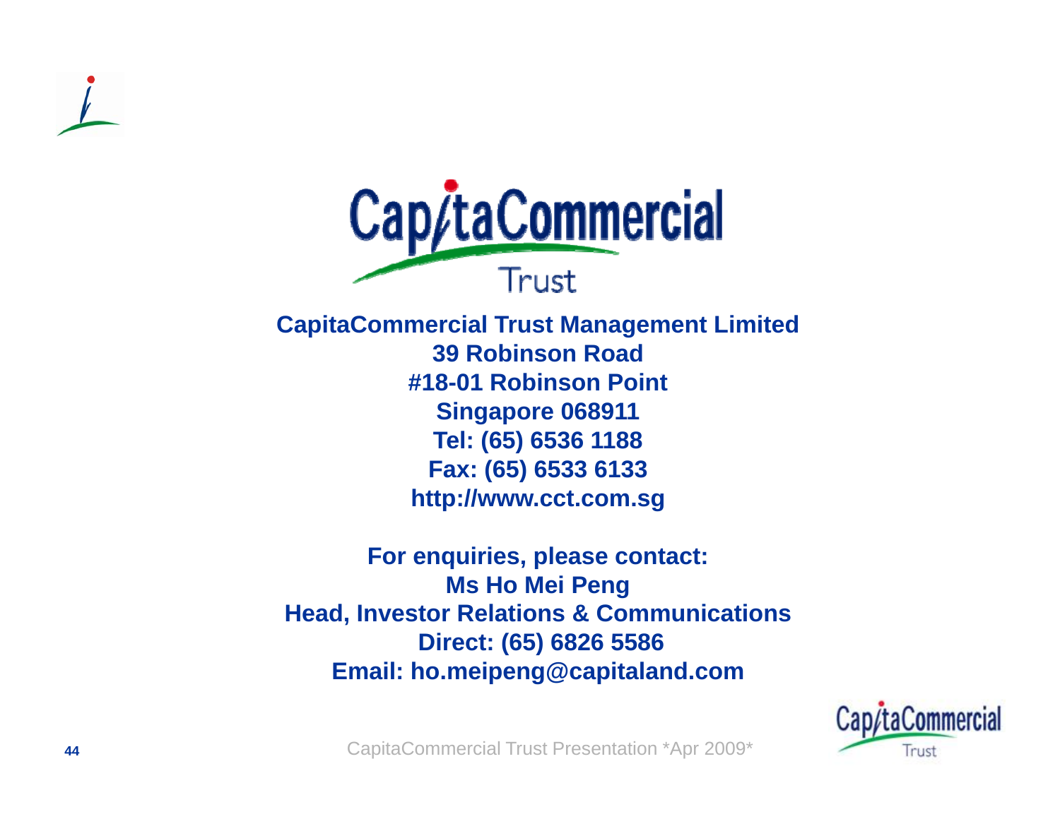**CapitaCommercial Trust Management Limited**
**39 Robinson Road**
**#18-01 Robinson Point**
**Singapore 068911**
**Tel: (65) 6536 1188**
**Fax: (65) 6533 6133**
**http://www.cct.com.sg**

**For enquiries, please contact:**
**Ms Ho Mei Peng**
**Head, Investor Relations & Communications**
**Direct: (65) 6826 5586**
**Email: ho.meipeng@capitaland.com**